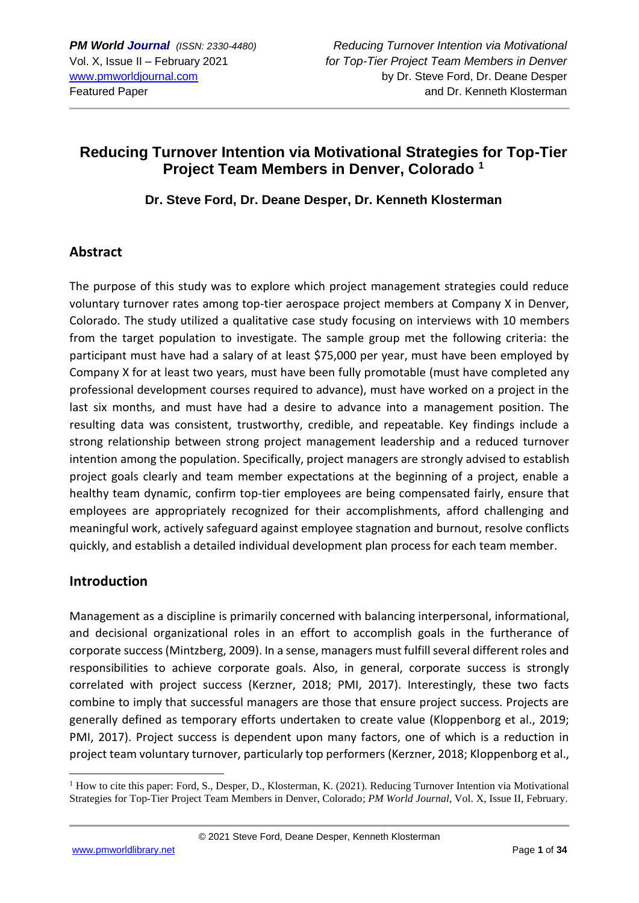# Reducing Turnover Intention via Motivational Strategies for Top-Tier Project Team Members in Denver, Colorado [1]

**Dr. Steve Ford, Dr. Deane Desper, Dr. Kenneth Klosterman**

## Abstract

The purpose of this study was to explore which project management strategies could reduce voluntary turnover rates among top-tier aerospace project members at Company X in Denver, Colorado. The study utilized a qualitative case study focusing on interviews with 10 members from the target population to investigate. The sample group met the following criteria: the participant must have had a salary of at least $75,000 per year, must have been employed by Company X for at least two years, must have been fully promotable (must have completed any professional development courses required to advance), must have worked on a project in the last six months, and must have had a desire to advance into a management position. The resulting data was consistent, trustworthy, credible, and repeatable. Key findings include a strong relationship between strong project management leadership and a reduced turnover intention among the population. Specifically, project managers are strongly advised to establish project goals clearly and team member expectations at the beginning of a project, enable a healthy team dynamic, confirm top-tier employees are being compensated fairly, ensure that employees are appropriately recognized for their accomplishments, afford challenging and meaningful work, actively safeguard against employee stagnation and burnout, resolve conflicts quickly, and establish a detailed individual development plan process for each team member.

## Introduction

Management as a discipline is primarily concerned with balancing interpersonal, informational, and decisional organizational roles in an effort to accomplish goals in the furtherance of corporate success (Mintzberg, 2009). In a sense, managers must fulfill several different roles and responsibilities to achieve corporate goals. Also, in general, corporate success is strongly correlated with project success (Kerzner, 2018; PMI, 2017). Interestingly, these two facts combine to imply that successful managers are those that ensure project success. Projects are generally defined as temporary efforts undertaken to create value (Kloppenborg et al., 2019; PMI, 2017). Project success is dependent upon many factors, one of which is a reduction in project team voluntary turnover, particularly top performers (Kerzner, 2018; Kloppenborg et al.,

[1] How to cite this paper: Ford, S., Desper, D., Klosterman, K. (2021). Reducing Turnover Intention via Motivational Strategies for Top-Tier Project Team Members in Denver, Colorado; *PM World Journal*, Vol. X, Issue II, February.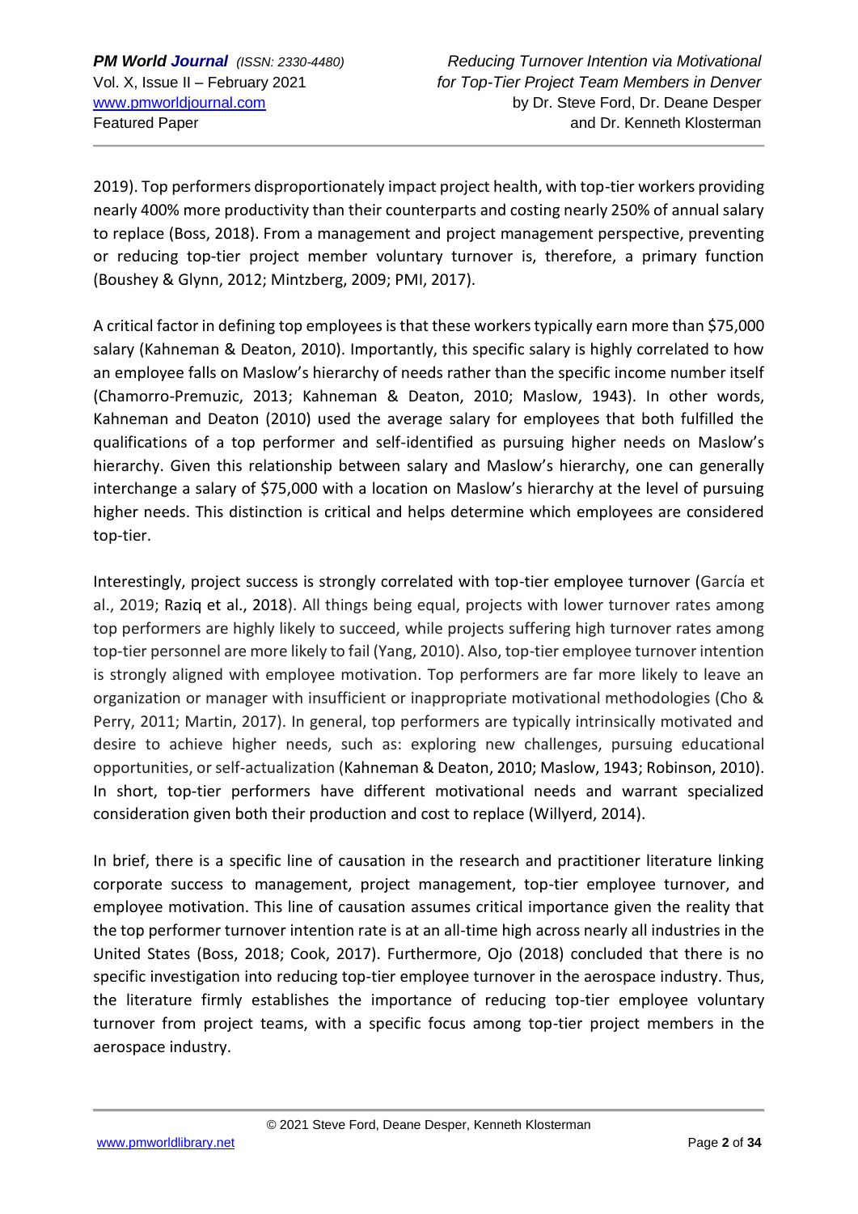2019). Top performers disproportionately impact project health, with top-tier workers providing nearly 400% more productivity than their counterparts and costing nearly 250% of annual salary to replace (Boss, 2018). From a management and project management perspective, preventing or reducing top-tier project member voluntary turnover is, therefore, a primary function (Boushey & Glynn, 2012; Mintzberg, 2009; PMI, 2017).

A critical factor in defining top employees is that these workers typically earn more than $75,000 salary (Kahneman & Deaton, 2010). Importantly, this specific salary is highly correlated to how an employee falls on Maslow's hierarchy of needs rather than the specific income number itself (Chamorro-Premuzic, 2013; Kahneman & Deaton, 2010; Maslow, 1943). In other words, Kahneman and Deaton (2010) used the average salary for employees that both fulfilled the qualifications of a top performer and self-identified as pursuing higher needs on Maslow's hierarchy. Given this relationship between salary and Maslow's hierarchy, one can generally interchange a salary of $75,000 with a location on Maslow's hierarchy at the level of pursuing higher needs. This distinction is critical and helps determine which employees are considered top-tier.

Interestingly, project success is strongly correlated with top-tier employee turnover (García et al., 2019; Raziq et al., 2018). All things being equal, projects with lower turnover rates among top performers are highly likely to succeed, while projects suffering high turnover rates among top-tier personnel are more likely to fail (Yang, 2010). Also, top-tier employee turnover intention is strongly aligned with employee motivation. Top performers are far more likely to leave an organization or manager with insufficient or inappropriate motivational methodologies (Cho & Perry, 2011; Martin, 2017). In general, top performers are typically intrinsically motivated and desire to achieve higher needs, such as: exploring new challenges, pursuing educational opportunities, or self-actualization (Kahneman & Deaton, 2010; Maslow, 1943; Robinson, 2010). In short, top-tier performers have different motivational needs and warrant specialized consideration given both their production and cost to replace (Willyerd, 2014).

In brief, there is a specific line of causation in the research and practitioner literature linking corporate success to management, project management, top-tier employee turnover, and employee motivation. This line of causation assumes critical importance given the reality that the top performer turnover intention rate is at an all-time high across nearly all industries in the United States (Boss, 2018; Cook, 2017). Furthermore, Ojo (2018) concluded that there is no specific investigation into reducing top-tier employee turnover in the aerospace industry. Thus, the literature firmly establishes the importance of reducing top-tier employee voluntary turnover from project teams, with a specific focus among top-tier project members in the aerospace industry.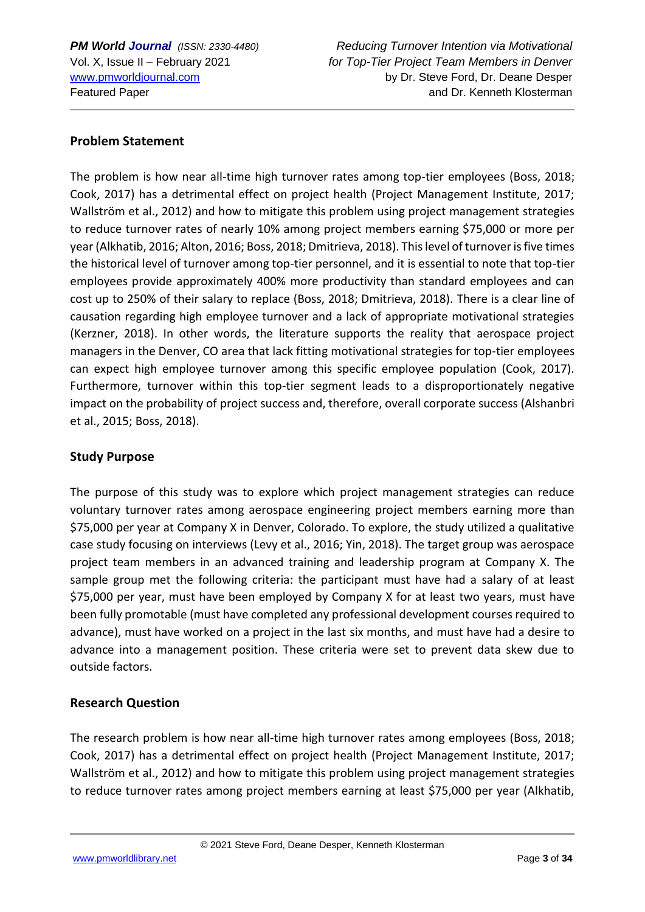## Problem Statement

The problem is how near all-time high turnover rates among top-tier employees (Boss, 2018; Cook, 2017) has a detrimental effect on project health (Project Management Institute, 2017; Wallström et al., 2012) and how to mitigate this problem using project management strategies to reduce turnover rates of nearly 10% among project members earning $75,000 or more per year (Alkhatib, 2016; Alton, 2016; Boss, 2018; Dmitrieva, 2018). This level of turnover is five times the historical level of turnover among top-tier personnel, and it is essential to note that top-tier employees provide approximately 400% more productivity than standard employees and can cost up to 250% of their salary to replace (Boss, 2018; Dmitrieva, 2018). There is a clear line of causation regarding high employee turnover and a lack of appropriate motivational strategies (Kerzner, 2018). In other words, the literature supports the reality that aerospace project managers in the Denver, CO area that lack fitting motivational strategies for top-tier employees can expect high employee turnover among this specific employee population (Cook, 2017). Furthermore, turnover within this top-tier segment leads to a disproportionately negative impact on the probability of project success and, therefore, overall corporate success (Alshanbri et al., 2015; Boss, 2018).

## Study Purpose

The purpose of this study was to explore which project management strategies can reduce voluntary turnover rates among aerospace engineering project members earning more than $75,000 per year at Company X in Denver, Colorado. To explore, the study utilized a qualitative case study focusing on interviews (Levy et al., 2016; Yin, 2018). The target group was aerospace project team members in an advanced training and leadership program at Company X. The sample group met the following criteria: the participant must have had a salary of at least $75,000 per year, must have been employed by Company X for at least two years, must have been fully promotable (must have completed any professional development courses required to advance), must have worked on a project in the last six months, and must have had a desire to advance into a management position. These criteria were set to prevent data skew due to outside factors.

## Research Question

The research problem is how near all-time high turnover rates among employees (Boss, 2018; Cook, 2017) has a detrimental effect on project health (Project Management Institute, 2017; Wallström et al., 2012) and how to mitigate this problem using project management strategies to reduce turnover rates among project members earning at least $75,000 per year (Alkhatib,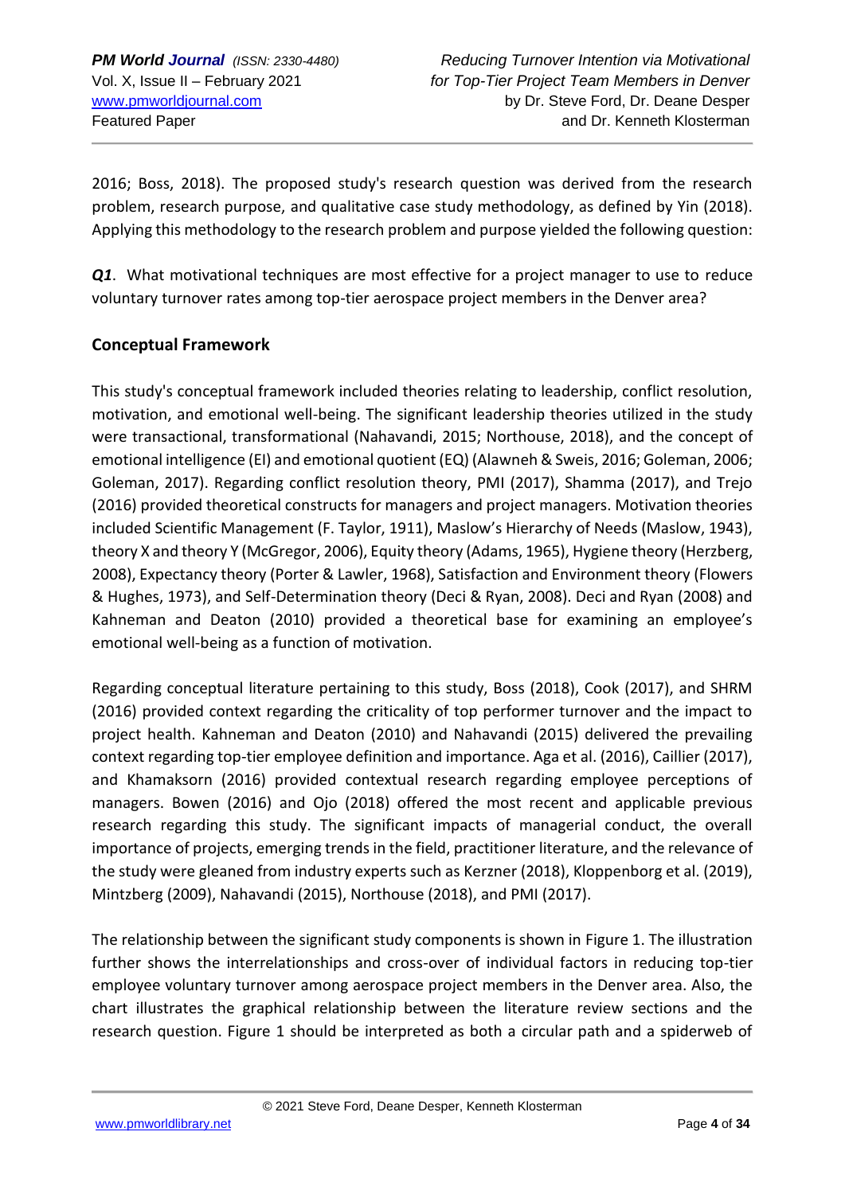2016; Boss, 2018). The proposed study's research question was derived from the research problem, research purpose, and qualitative case study methodology, as defined by Yin (2018). Applying this methodology to the research problem and purpose yielded the following question:

***Q1***. What motivational techniques are most effective for a project manager to use to reduce voluntary turnover rates among top-tier aerospace project members in the Denver area?

## Conceptual Framework

This study's conceptual framework included theories relating to leadership, conflict resolution, motivation, and emotional well-being. The significant leadership theories utilized in the study were transactional, transformational (Nahavandi, 2015; Northouse, 2018), and the concept of emotional intelligence (EI) and emotional quotient (EQ) (Alawneh & Sweis, 2016; Goleman, 2006; Goleman, 2017). Regarding conflict resolution theory, PMI (2017), Shamma (2017), and Trejo (2016) provided theoretical constructs for managers and project managers. Motivation theories included Scientific Management (F. Taylor, 1911), Maslow's Hierarchy of Needs (Maslow, 1943), theory X and theory Y (McGregor, 2006), Equity theory (Adams, 1965), Hygiene theory (Herzberg, 2008), Expectancy theory (Porter & Lawler, 1968), Satisfaction and Environment theory (Flowers & Hughes, 1973), and Self-Determination theory (Deci & Ryan, 2008). Deci and Ryan (2008) and Kahneman and Deaton (2010) provided a theoretical base for examining an employee's emotional well-being as a function of motivation.

Regarding conceptual literature pertaining to this study, Boss (2018), Cook (2017), and SHRM (2016) provided context regarding the criticality of top performer turnover and the impact to project health. Kahneman and Deaton (2010) and Nahavandi (2015) delivered the prevailing context regarding top-tier employee definition and importance. Aga et al. (2016), Caillier (2017), and Khamaksorn (2016) provided contextual research regarding employee perceptions of managers. Bowen (2016) and Ojo (2018) offered the most recent and applicable previous research regarding this study. The significant impacts of managerial conduct, the overall importance of projects, emerging trends in the field, practitioner literature, and the relevance of the study were gleaned from industry experts such as Kerzner (2018), Kloppenborg et al. (2019), Mintzberg (2009), Nahavandi (2015), Northouse (2018), and PMI (2017).

The relationship between the significant study components is shown in Figure 1. The illustration further shows the interrelationships and cross-over of individual factors in reducing top-tier employee voluntary turnover among aerospace project members in the Denver area. Also, the chart illustrates the graphical relationship between the literature review sections and the research question. Figure 1 should be interpreted as both a circular path and a spiderweb of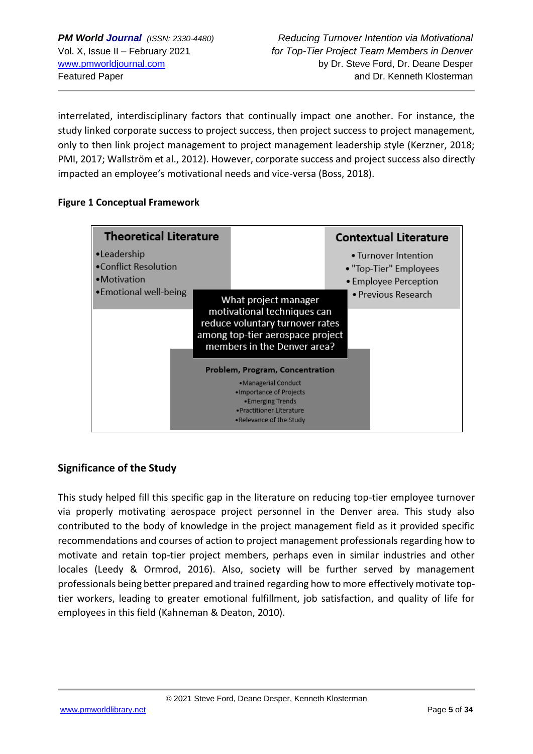interrelated, interdisciplinary factors that continually impact one another. For instance, the study linked corporate success to project success, then project success to project management, only to then link project management to project management leadership style (Kerzner, 2018; PMI, 2017; Wallström et al., 2012). However, corporate success and project success also directly impacted an employee's motivational needs and vice-versa (Boss, 2018).

**Figure 1 Conceptual Framework**

**Theoretical Literature**
- Leadership
- Conflict Resolution
- Motivation
- Emotional well-being

**Contextual Literature**
- Turnover Intention
- "Top-Tier" Employees
- Employee Perception
- Previous Research

What project manager motivational techniques can reduce voluntary turnover rates among top-tier aerospace project members in the Denver area?

**Problem, Program, Concentration**
- Managerial Conduct
- Importance of Projects
- Emerging Trends
- Practitioner Literature
- Relevance of the Study

## Significance of the Study

This study helped fill this specific gap in the literature on reducing top-tier employee turnover via properly motivating aerospace project personnel in the Denver area. This study also contributed to the body of knowledge in the project management field as it provided specific recommendations and courses of action to project management professionals regarding how to motivate and retain top-tier project members, perhaps even in similar industries and other locales (Leedy & Ormrod, 2016). Also, society will be further served by management professionals being better prepared and trained regarding how to more effectively motivate top-tier workers, leading to greater emotional fulfillment, job satisfaction, and quality of life for employees in this field (Kahneman & Deaton, 2010).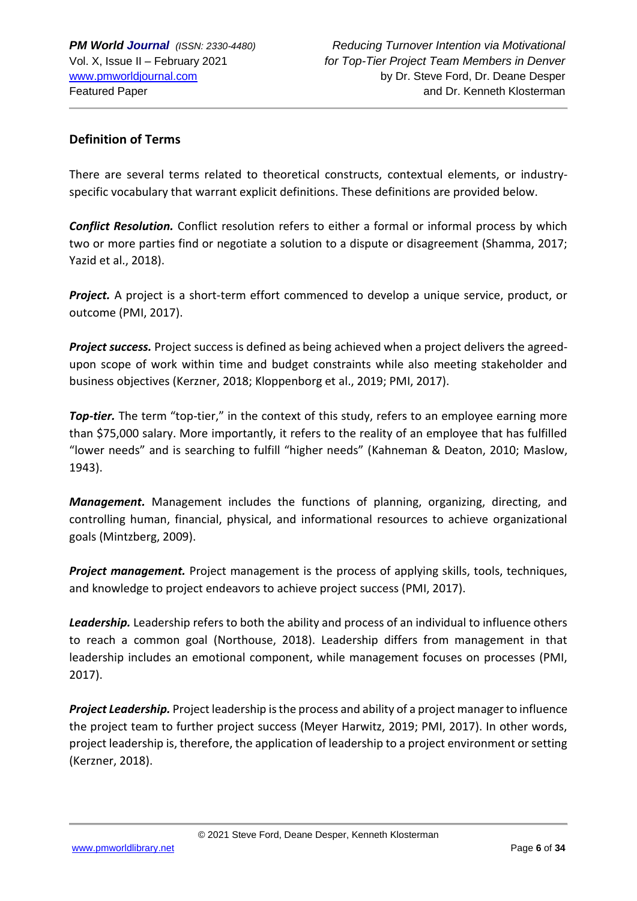## Definition of Terms

There are several terms related to theoretical constructs, contextual elements, or industry-specific vocabulary that warrant explicit definitions. These definitions are provided below.

***Conflict Resolution.*** Conflict resolution refers to either a formal or informal process by which two or more parties find or negotiate a solution to a dispute or disagreement (Shamma, 2017; Yazid et al., 2018).

***Project.*** A project is a short-term effort commenced to develop a unique service, product, or outcome (PMI, 2017).

***Project success.*** Project success is defined as being achieved when a project delivers the agreed-upon scope of work within time and budget constraints while also meeting stakeholder and business objectives (Kerzner, 2018; Kloppenborg et al., 2019; PMI, 2017).

***Top-tier.*** The term "top-tier," in the context of this study, refers to an employee earning more than $75,000 salary. More importantly, it refers to the reality of an employee that has fulfilled "lower needs" and is searching to fulfill "higher needs" (Kahneman & Deaton, 2010; Maslow, 1943).

***Management.*** Management includes the functions of planning, organizing, directing, and controlling human, financial, physical, and informational resources to achieve organizational goals (Mintzberg, 2009).

***Project management.*** Project management is the process of applying skills, tools, techniques, and knowledge to project endeavors to achieve project success (PMI, 2017).

***Leadership.*** Leadership refers to both the ability and process of an individual to influence others to reach a common goal (Northouse, 2018). Leadership differs from management in that leadership includes an emotional component, while management focuses on processes (PMI, 2017).

***Project Leadership.*** Project leadership is the process and ability of a project manager to influence the project team to further project success (Meyer Harwitz, 2019; PMI, 2017). In other words, project leadership is, therefore, the application of leadership to a project environment or setting (Kerzner, 2018).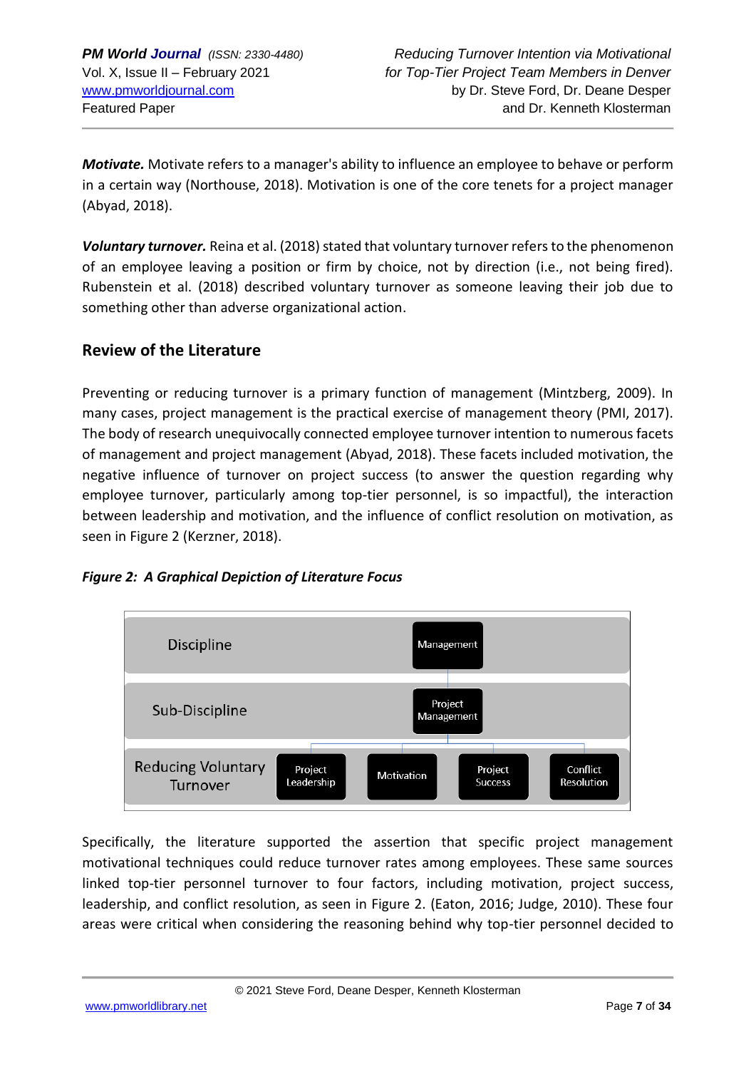***Motivate.*** Motivate refers to a manager's ability to influence an employee to behave or perform in a certain way (Northouse, 2018). Motivation is one of the core tenets for a project manager (Abyad, 2018).

***Voluntary turnover.*** Reina et al. (2018) stated that voluntary turnover refers to the phenomenon of an employee leaving a position or firm by choice, not by direction (i.e., not being fired). Rubenstein et al. (2018) described voluntary turnover as someone leaving their job due to something other than adverse organizational action.

## Review of the Literature

Preventing or reducing turnover is a primary function of management (Mintzberg, 2009). In many cases, project management is the practical exercise of management theory (PMI, 2017). The body of research unequivocally connected employee turnover intention to numerous facets of management and project management (Abyad, 2018). These facets included motivation, the negative influence of turnover on project success (to answer the question regarding why employee turnover, particularly among top-tier personnel, is so impactful), the interaction between leadership and motivation, and the influence of conflict resolution on motivation, as seen in Figure 2 (Kerzner, 2018).

***Figure 2: A Graphical Depiction of Literature Focus***

| Level | | | | |
|---|---|---|---|---|
| Discipline | Management | | | |
| Sub-Discipline | Project Management | | | |
| Reducing Voluntary Turnover | Project Leadership | Motivation | Project Success | Conflict Resolution |

Specifically, the literature supported the assertion that specific project management motivational techniques could reduce turnover rates among employees. These same sources linked top-tier personnel turnover to four factors, including motivation, project success, leadership, and conflict resolution, as seen in Figure 2. (Eaton, 2016; Judge, 2010). These four areas were critical when considering the reasoning behind why top-tier personnel decided to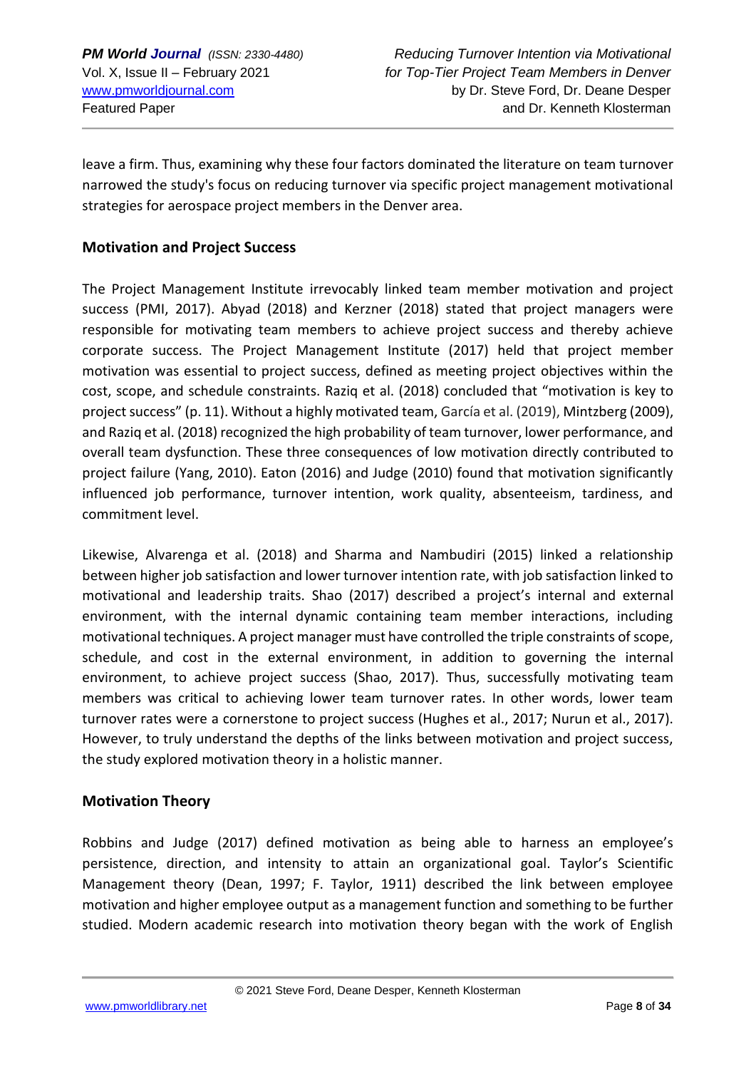leave a firm. Thus, examining why these four factors dominated the literature on team turnover narrowed the study's focus on reducing turnover via specific project management motivational strategies for aerospace project members in the Denver area.

## Motivation and Project Success

The Project Management Institute irrevocably linked team member motivation and project success (PMI, 2017). Abyad (2018) and Kerzner (2018) stated that project managers were responsible for motivating team members to achieve project success and thereby achieve corporate success. The Project Management Institute (2017) held that project member motivation was essential to project success, defined as meeting project objectives within the cost, scope, and schedule constraints. Raziq et al. (2018) concluded that "motivation is key to project success" (p. 11). Without a highly motivated team, García et al. (2019), Mintzberg (2009), and Raziq et al. (2018) recognized the high probability of team turnover, lower performance, and overall team dysfunction. These three consequences of low motivation directly contributed to project failure (Yang, 2010). Eaton (2016) and Judge (2010) found that motivation significantly influenced job performance, turnover intention, work quality, absenteeism, tardiness, and commitment level.

Likewise, Alvarenga et al. (2018) and Sharma and Nambudiri (2015) linked a relationship between higher job satisfaction and lower turnover intention rate, with job satisfaction linked to motivational and leadership traits. Shao (2017) described a project's internal and external environment, with the internal dynamic containing team member interactions, including motivational techniques. A project manager must have controlled the triple constraints of scope, schedule, and cost in the external environment, in addition to governing the internal environment, to achieve project success (Shao, 2017). Thus, successfully motivating team members was critical to achieving lower team turnover rates. In other words, lower team turnover rates were a cornerstone to project success (Hughes et al., 2017; Nurun et al., 2017). However, to truly understand the depths of the links between motivation and project success, the study explored motivation theory in a holistic manner.

## Motivation Theory

Robbins and Judge (2017) defined motivation as being able to harness an employee's persistence, direction, and intensity to attain an organizational goal. Taylor's Scientific Management theory (Dean, 1997; F. Taylor, 1911) described the link between employee motivation and higher employee output as a management function and something to be further studied. Modern academic research into motivation theory began with the work of English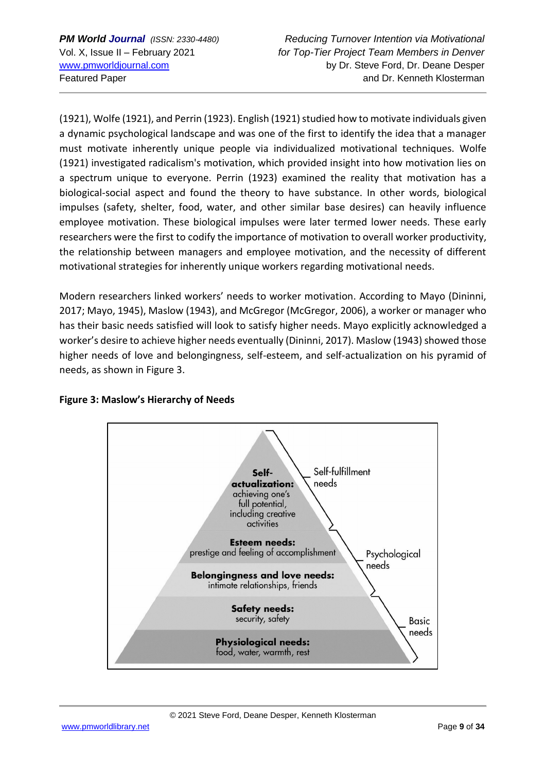(1921), Wolfe (1921), and Perrin (1923). English (1921) studied how to motivate individuals given a dynamic psychological landscape and was one of the first to identify the idea that a manager must motivate inherently unique people via individualized motivational techniques. Wolfe (1921) investigated radicalism's motivation, which provided insight into how motivation lies on a spectrum unique to everyone. Perrin (1923) examined the reality that motivation has a biological-social aspect and found the theory to have substance. In other words, biological impulses (safety, shelter, food, water, and other similar base desires) can heavily influence employee motivation. These biological impulses were later termed lower needs. These early researchers were the first to codify the importance of motivation to overall worker productivity, the relationship between managers and employee motivation, and the necessity of different motivational strategies for inherently unique workers regarding motivational needs.

Modern researchers linked workers' needs to worker motivation. According to Mayo (Dininni, 2017; Mayo, 1945), Maslow (1943), and McGregor (McGregor, 2006), a worker or manager who has their basic needs satisfied will look to satisfy higher needs. Mayo explicitly acknowledged a worker's desire to achieve higher needs eventually (Dininni, 2017). Maslow (1943) showed those higher needs of love and belongingness, self-esteem, and self-actualization on his pyramid of needs, as shown in Figure 3.

**Figure 3: Maslow's Hierarchy of Needs**

**Self-actualization:** achieving one's full potential, including creative activities — Self-fulfillment needs

**Esteem needs:** prestige and feeling of accomplishment — Psychological needs

**Belongingness and love needs:** intimate relationships, friends — Psychological needs

**Safety needs:** security, safety — Basic needs

**Physiological needs:** food, water, warmth, rest — Basic needs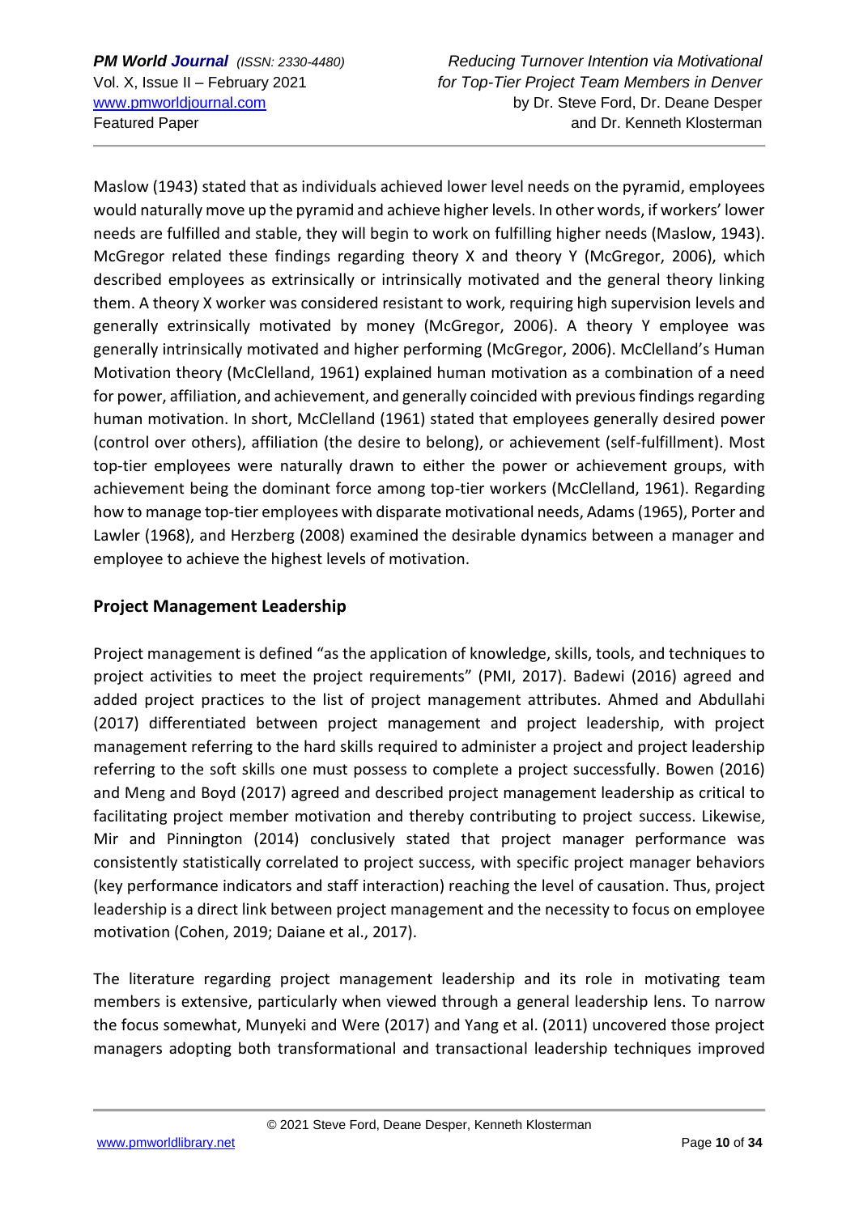Maslow (1943) stated that as individuals achieved lower level needs on the pyramid, employees would naturally move up the pyramid and achieve higher levels. In other words, if workers' lower needs are fulfilled and stable, they will begin to work on fulfilling higher needs (Maslow, 1943). McGregor related these findings regarding theory X and theory Y (McGregor, 2006), which described employees as extrinsically or intrinsically motivated and the general theory linking them. A theory X worker was considered resistant to work, requiring high supervision levels and generally extrinsically motivated by money (McGregor, 2006). A theory Y employee was generally intrinsically motivated and higher performing (McGregor, 2006). McClelland's Human Motivation theory (McClelland, 1961) explained human motivation as a combination of a need for power, affiliation, and achievement, and generally coincided with previous findings regarding human motivation. In short, McClelland (1961) stated that employees generally desired power (control over others), affiliation (the desire to belong), or achievement (self-fulfillment). Most top-tier employees were naturally drawn to either the power or achievement groups, with achievement being the dominant force among top-tier workers (McClelland, 1961). Regarding how to manage top-tier employees with disparate motivational needs, Adams (1965), Porter and Lawler (1968), and Herzberg (2008) examined the desirable dynamics between a manager and employee to achieve the highest levels of motivation.

## Project Management Leadership

Project management is defined "as the application of knowledge, skills, tools, and techniques to project activities to meet the project requirements" (PMI, 2017). Badewi (2016) agreed and added project practices to the list of project management attributes. Ahmed and Abdullahi (2017) differentiated between project management and project leadership, with project management referring to the hard skills required to administer a project and project leadership referring to the soft skills one must possess to complete a project successfully. Bowen (2016) and Meng and Boyd (2017) agreed and described project management leadership as critical to facilitating project member motivation and thereby contributing to project success. Likewise, Mir and Pinnington (2014) conclusively stated that project manager performance was consistently statistically correlated to project success, with specific project manager behaviors (key performance indicators and staff interaction) reaching the level of causation. Thus, project leadership is a direct link between project management and the necessity to focus on employee motivation (Cohen, 2019; Daiane et al., 2017).

The literature regarding project management leadership and its role in motivating team members is extensive, particularly when viewed through a general leadership lens. To narrow the focus somewhat, Munyeki and Were (2017) and Yang et al. (2011) uncovered those project managers adopting both transformational and transactional leadership techniques improved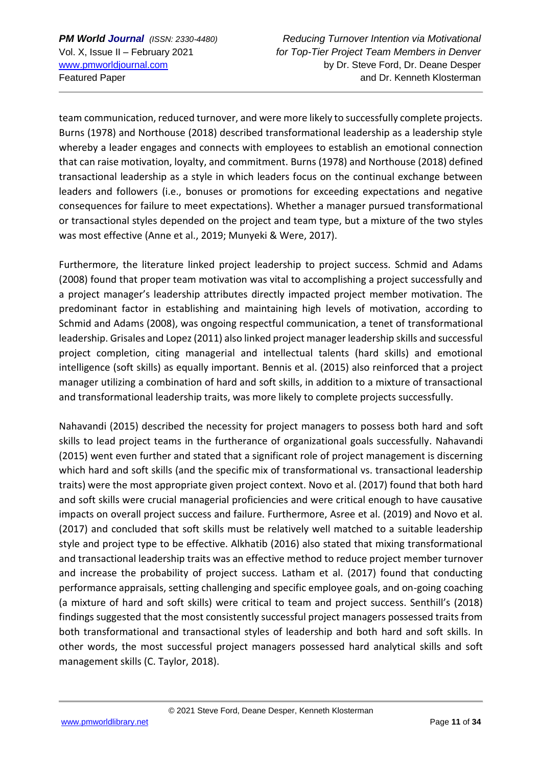team communication, reduced turnover, and were more likely to successfully complete projects. Burns (1978) and Northouse (2018) described transformational leadership as a leadership style whereby a leader engages and connects with employees to establish an emotional connection that can raise motivation, loyalty, and commitment. Burns (1978) and Northouse (2018) defined transactional leadership as a style in which leaders focus on the continual exchange between leaders and followers (i.e., bonuses or promotions for exceeding expectations and negative consequences for failure to meet expectations). Whether a manager pursued transformational or transactional styles depended on the project and team type, but a mixture of the two styles was most effective (Anne et al., 2019; Munyeki & Were, 2017).

Furthermore, the literature linked project leadership to project success. Schmid and Adams (2008) found that proper team motivation was vital to accomplishing a project successfully and a project manager's leadership attributes directly impacted project member motivation. The predominant factor in establishing and maintaining high levels of motivation, according to Schmid and Adams (2008), was ongoing respectful communication, a tenet of transformational leadership. Grisales and Lopez (2011) also linked project manager leadership skills and successful project completion, citing managerial and intellectual talents (hard skills) and emotional intelligence (soft skills) as equally important. Bennis et al. (2015) also reinforced that a project manager utilizing a combination of hard and soft skills, in addition to a mixture of transactional and transformational leadership traits, was more likely to complete projects successfully.

Nahavandi (2015) described the necessity for project managers to possess both hard and soft skills to lead project teams in the furtherance of organizational goals successfully. Nahavandi (2015) went even further and stated that a significant role of project management is discerning which hard and soft skills (and the specific mix of transformational vs. transactional leadership traits) were the most appropriate given project context. Novo et al. (2017) found that both hard and soft skills were crucial managerial proficiencies and were critical enough to have causative impacts on overall project success and failure. Furthermore, Asree et al. (2019) and Novo et al. (2017) and concluded that soft skills must be relatively well matched to a suitable leadership style and project type to be effective. Alkhatib (2016) also stated that mixing transformational and transactional leadership traits was an effective method to reduce project member turnover and increase the probability of project success. Latham et al. (2017) found that conducting performance appraisals, setting challenging and specific employee goals, and on-going coaching (a mixture of hard and soft skills) were critical to team and project success. Senthill's (2018) findings suggested that the most consistently successful project managers possessed traits from both transformational and transactional styles of leadership and both hard and soft skills. In other words, the most successful project managers possessed hard analytical skills and soft management skills (C. Taylor, 2018).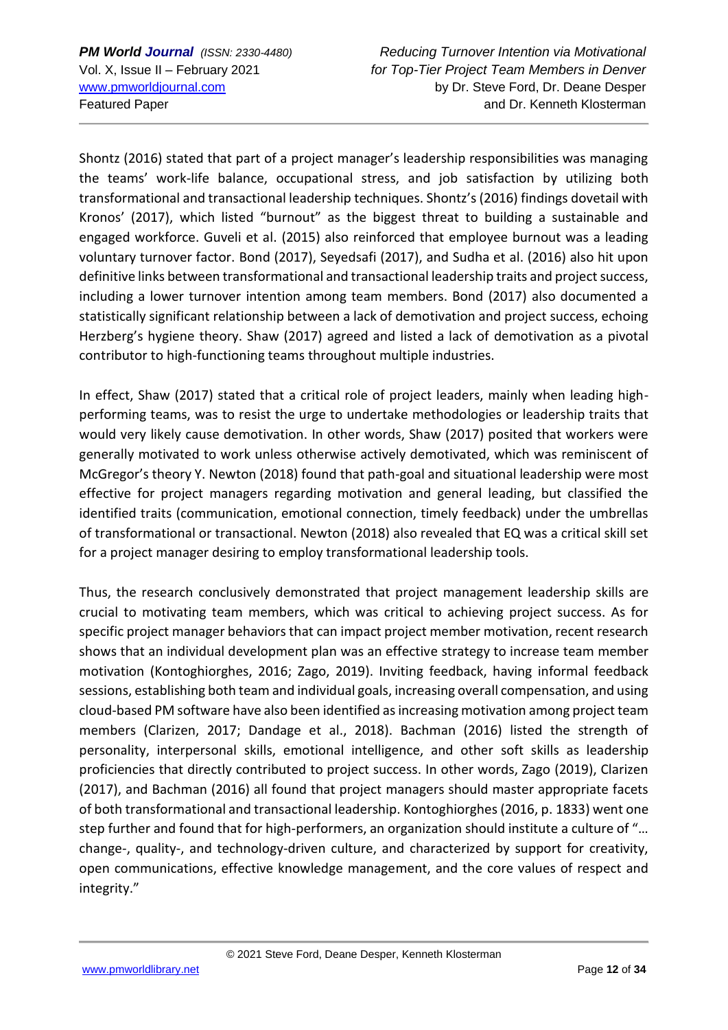Shontz (2016) stated that part of a project manager's leadership responsibilities was managing the teams' work-life balance, occupational stress, and job satisfaction by utilizing both transformational and transactional leadership techniques. Shontz's (2016) findings dovetail with Kronos' (2017), which listed "burnout" as the biggest threat to building a sustainable and engaged workforce. Guveli et al. (2015) also reinforced that employee burnout was a leading voluntary turnover factor. Bond (2017), Seyedsafi (2017), and Sudha et al. (2016) also hit upon definitive links between transformational and transactional leadership traits and project success, including a lower turnover intention among team members. Bond (2017) also documented a statistically significant relationship between a lack of demotivation and project success, echoing Herzberg's hygiene theory. Shaw (2017) agreed and listed a lack of demotivation as a pivotal contributor to high-functioning teams throughout multiple industries.

In effect, Shaw (2017) stated that a critical role of project leaders, mainly when leading high-performing teams, was to resist the urge to undertake methodologies or leadership traits that would very likely cause demotivation. In other words, Shaw (2017) posited that workers were generally motivated to work unless otherwise actively demotivated, which was reminiscent of McGregor's theory Y. Newton (2018) found that path-goal and situational leadership were most effective for project managers regarding motivation and general leading, but classified the identified traits (communication, emotional connection, timely feedback) under the umbrellas of transformational or transactional. Newton (2018) also revealed that EQ was a critical skill set for a project manager desiring to employ transformational leadership tools.

Thus, the research conclusively demonstrated that project management leadership skills are crucial to motivating team members, which was critical to achieving project success. As for specific project manager behaviors that can impact project member motivation, recent research shows that an individual development plan was an effective strategy to increase team member motivation (Kontoghiorghes, 2016; Zago, 2019). Inviting feedback, having informal feedback sessions, establishing both team and individual goals, increasing overall compensation, and using cloud-based PM software have also been identified as increasing motivation among project team members (Clarizen, 2017; Dandage et al., 2018). Bachman (2016) listed the strength of personality, interpersonal skills, emotional intelligence, and other soft skills as leadership proficiencies that directly contributed to project success. In other words, Zago (2019), Clarizen (2017), and Bachman (2016) all found that project managers should master appropriate facets of both transformational and transactional leadership. Kontoghiorghes (2016, p. 1833) went one step further and found that for high-performers, an organization should institute a culture of "… change-, quality-, and technology-driven culture, and characterized by support for creativity, open communications, effective knowledge management, and the core values of respect and integrity."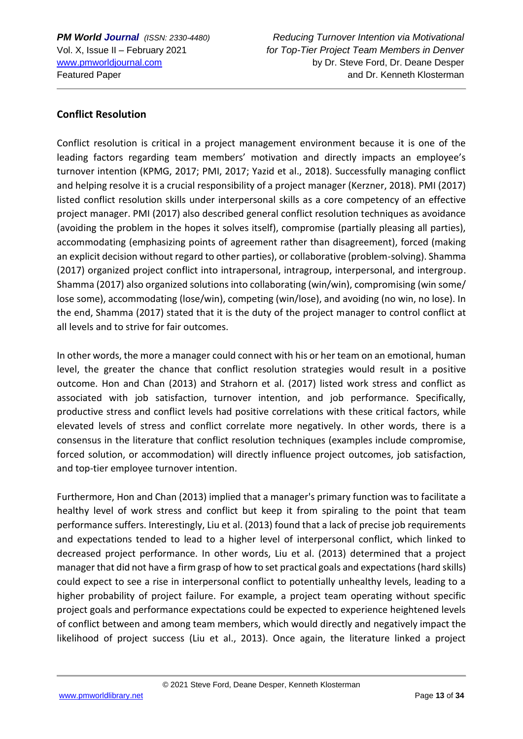## Conflict Resolution

Conflict resolution is critical in a project management environment because it is one of the leading factors regarding team members' motivation and directly impacts an employee's turnover intention (KPMG, 2017; PMI, 2017; Yazid et al., 2018). Successfully managing conflict and helping resolve it is a crucial responsibility of a project manager (Kerzner, 2018). PMI (2017) listed conflict resolution skills under interpersonal skills as a core competency of an effective project manager. PMI (2017) also described general conflict resolution techniques as avoidance (avoiding the problem in the hopes it solves itself), compromise (partially pleasing all parties), accommodating (emphasizing points of agreement rather than disagreement), forced (making an explicit decision without regard to other parties), or collaborative (problem-solving). Shamma (2017) organized project conflict into intrapersonal, intragroup, interpersonal, and intergroup. Shamma (2017) also organized solutions into collaborating (win/win), compromising (win some/ lose some), accommodating (lose/win), competing (win/lose), and avoiding (no win, no lose). In the end, Shamma (2017) stated that it is the duty of the project manager to control conflict at all levels and to strive for fair outcomes.

In other words, the more a manager could connect with his or her team on an emotional, human level, the greater the chance that conflict resolution strategies would result in a positive outcome. Hon and Chan (2013) and Strahorn et al. (2017) listed work stress and conflict as associated with job satisfaction, turnover intention, and job performance. Specifically, productive stress and conflict levels had positive correlations with these critical factors, while elevated levels of stress and conflict correlate more negatively. In other words, there is a consensus in the literature that conflict resolution techniques (examples include compromise, forced solution, or accommodation) will directly influence project outcomes, job satisfaction, and top-tier employee turnover intention.

Furthermore, Hon and Chan (2013) implied that a manager's primary function was to facilitate a healthy level of work stress and conflict but keep it from spiraling to the point that team performance suffers. Interestingly, Liu et al. (2013) found that a lack of precise job requirements and expectations tended to lead to a higher level of interpersonal conflict, which linked to decreased project performance. In other words, Liu et al. (2013) determined that a project manager that did not have a firm grasp of how to set practical goals and expectations (hard skills) could expect to see a rise in interpersonal conflict to potentially unhealthy levels, leading to a higher probability of project failure. For example, a project team operating without specific project goals and performance expectations could be expected to experience heightened levels of conflict between and among team members, which would directly and negatively impact the likelihood of project success (Liu et al., 2013). Once again, the literature linked a project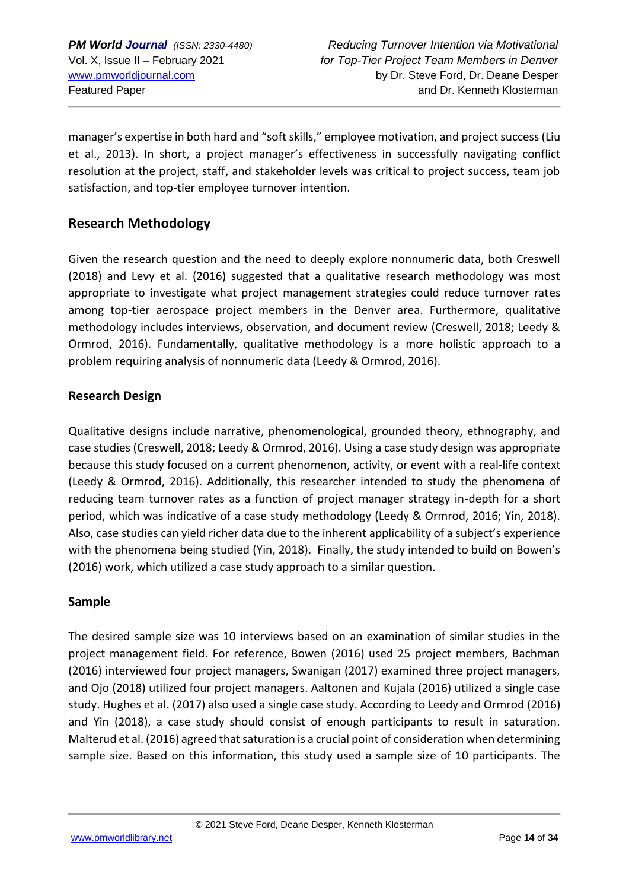manager's expertise in both hard and "soft skills," employee motivation, and project success (Liu et al., 2013). In short, a project manager's effectiveness in successfully navigating conflict resolution at the project, staff, and stakeholder levels was critical to project success, team job satisfaction, and top-tier employee turnover intention.

## Research Methodology

Given the research question and the need to deeply explore nonnumeric data, both Creswell (2018) and Levy et al. (2016) suggested that a qualitative research methodology was most appropriate to investigate what project management strategies could reduce turnover rates among top-tier aerospace project members in the Denver area. Furthermore, qualitative methodology includes interviews, observation, and document review (Creswell, 2018; Leedy & Ormrod, 2016). Fundamentally, qualitative methodology is a more holistic approach to a problem requiring analysis of nonnumeric data (Leedy & Ormrod, 2016).

### Research Design

Qualitative designs include narrative, phenomenological, grounded theory, ethnography, and case studies (Creswell, 2018; Leedy & Ormrod, 2016). Using a case study design was appropriate because this study focused on a current phenomenon, activity, or event with a real-life context (Leedy & Ormrod, 2016). Additionally, this researcher intended to study the phenomena of reducing team turnover rates as a function of project manager strategy in-depth for a short period, which was indicative of a case study methodology (Leedy & Ormrod, 2016; Yin, 2018). Also, case studies can yield richer data due to the inherent applicability of a subject's experience with the phenomena being studied (Yin, 2018). Finally, the study intended to build on Bowen's (2016) work, which utilized a case study approach to a similar question.

### Sample

The desired sample size was 10 interviews based on an examination of similar studies in the project management field. For reference, Bowen (2016) used 25 project members, Bachman (2016) interviewed four project managers, Swanigan (2017) examined three project managers, and Ojo (2018) utilized four project managers. Aaltonen and Kujala (2016) utilized a single case study. Hughes et al. (2017) also used a single case study. According to Leedy and Ormrod (2016) and Yin (2018), a case study should consist of enough participants to result in saturation. Malterud et al. (2016) agreed that saturation is a crucial point of consideration when determining sample size. Based on this information, this study used a sample size of 10 participants. The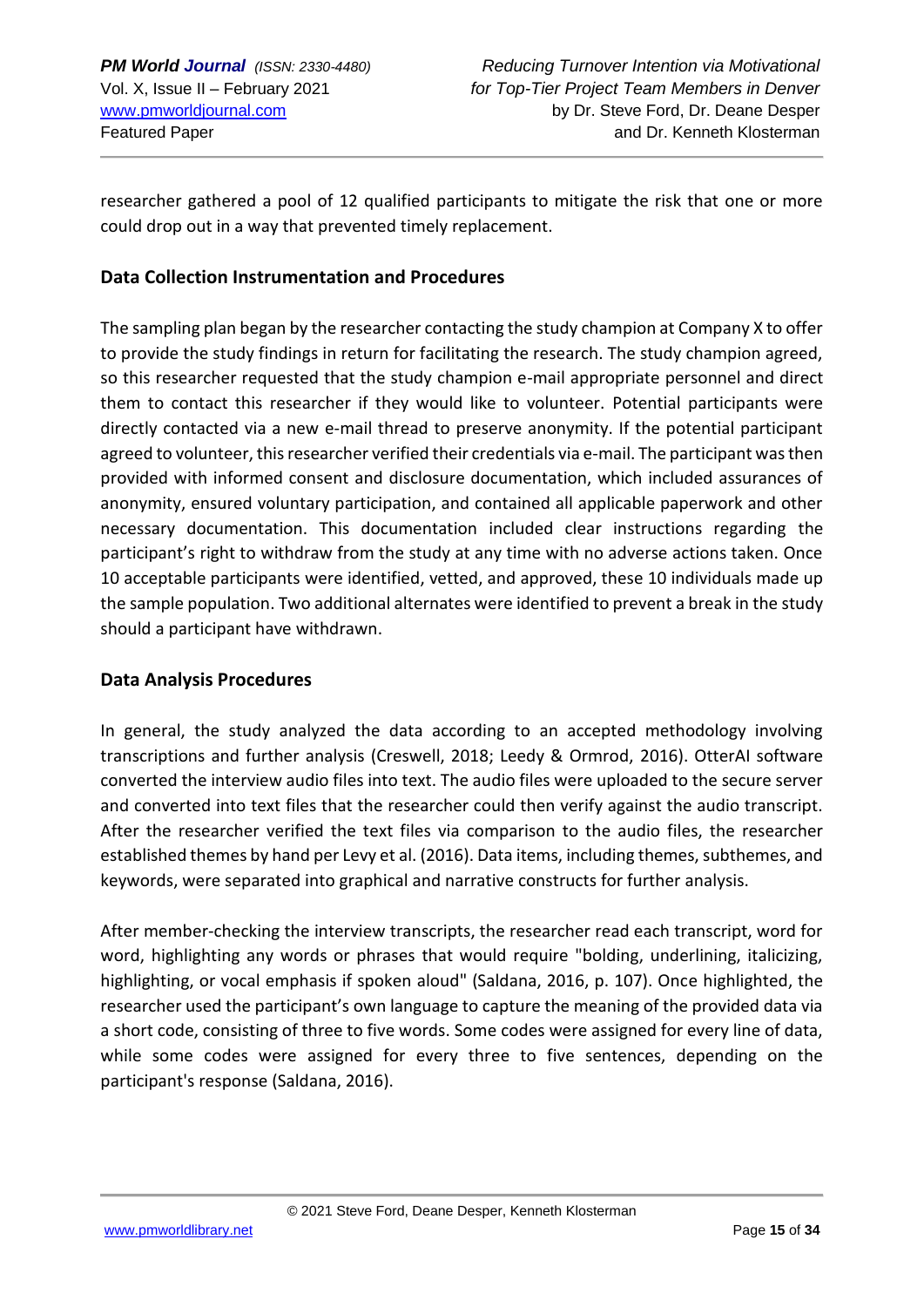researcher gathered a pool of 12 qualified participants to mitigate the risk that one or more could drop out in a way that prevented timely replacement.

### Data Collection Instrumentation and Procedures

The sampling plan began by the researcher contacting the study champion at Company X to offer to provide the study findings in return for facilitating the research. The study champion agreed, so this researcher requested that the study champion e-mail appropriate personnel and direct them to contact this researcher if they would like to volunteer. Potential participants were directly contacted via a new e-mail thread to preserve anonymity. If the potential participant agreed to volunteer, this researcher verified their credentials via e-mail. The participant was then provided with informed consent and disclosure documentation, which included assurances of anonymity, ensured voluntary participation, and contained all applicable paperwork and other necessary documentation. This documentation included clear instructions regarding the participant's right to withdraw from the study at any time with no adverse actions taken. Once 10 acceptable participants were identified, vetted, and approved, these 10 individuals made up the sample population. Two additional alternates were identified to prevent a break in the study should a participant have withdrawn.

### Data Analysis Procedures

In general, the study analyzed the data according to an accepted methodology involving transcriptions and further analysis (Creswell, 2018; Leedy & Ormrod, 2016). OtterAI software converted the interview audio files into text. The audio files were uploaded to the secure server and converted into text files that the researcher could then verify against the audio transcript. After the researcher verified the text files via comparison to the audio files, the researcher established themes by hand per Levy et al. (2016). Data items, including themes, subthemes, and keywords, were separated into graphical and narrative constructs for further analysis.

After member-checking the interview transcripts, the researcher read each transcript, word for word, highlighting any words or phrases that would require "bolding, underlining, italicizing, highlighting, or vocal emphasis if spoken aloud" (Saldana, 2016, p. 107). Once highlighted, the researcher used the participant's own language to capture the meaning of the provided data via a short code, consisting of three to five words. Some codes were assigned for every line of data, while some codes were assigned for every three to five sentences, depending on the participant's response (Saldana, 2016).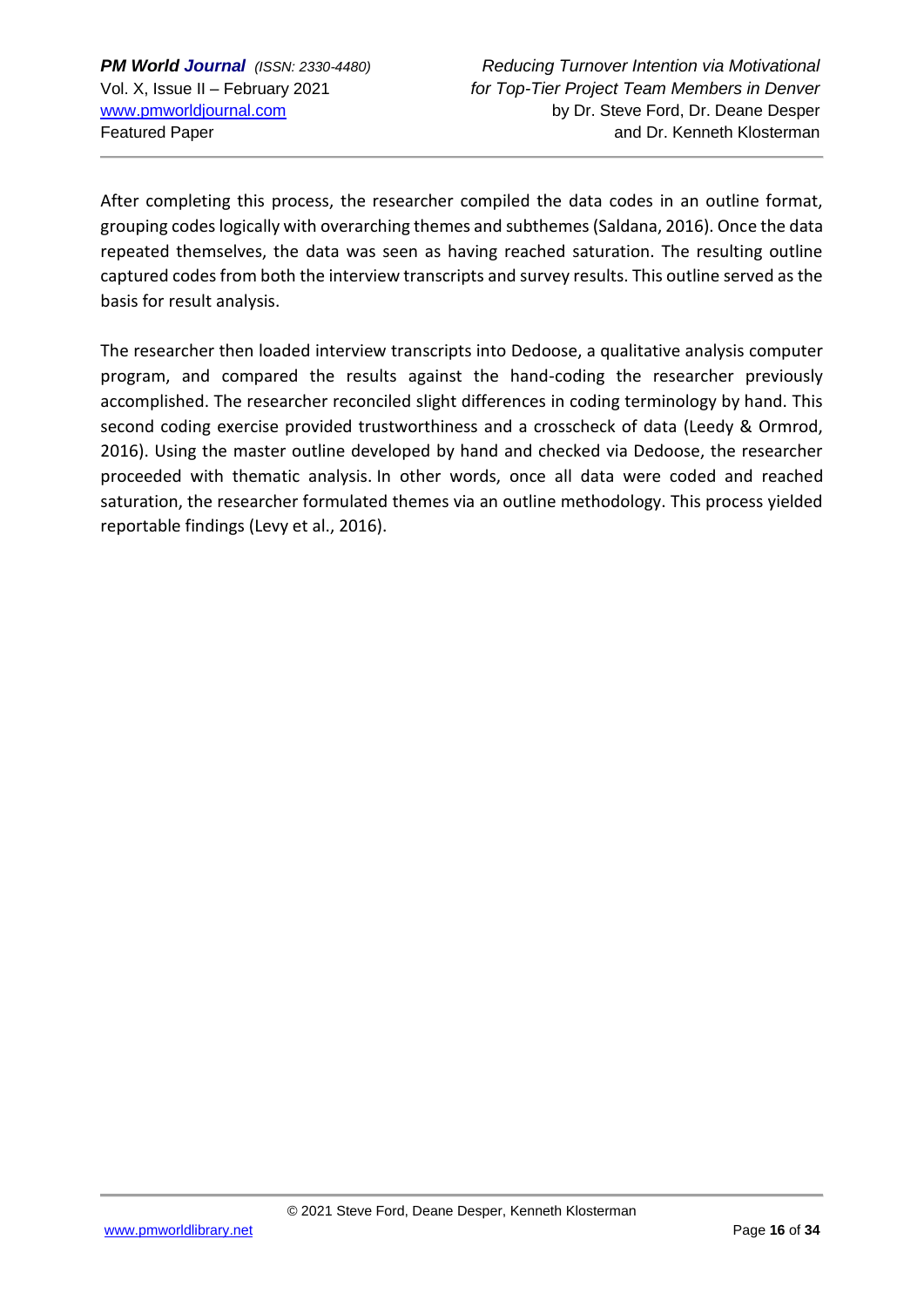After completing this process, the researcher compiled the data codes in an outline format, grouping codes logically with overarching themes and subthemes (Saldana, 2016). Once the data repeated themselves, the data was seen as having reached saturation. The resulting outline captured codes from both the interview transcripts and survey results. This outline served as the basis for result analysis.

The researcher then loaded interview transcripts into Dedoose, a qualitative analysis computer program, and compared the results against the hand-coding the researcher previously accomplished. The researcher reconciled slight differences in coding terminology by hand. This second coding exercise provided trustworthiness and a crosscheck of data (Leedy & Ormrod, 2016). Using the master outline developed by hand and checked via Dedoose, the researcher proceeded with thematic analysis. In other words, once all data were coded and reached saturation, the researcher formulated themes via an outline methodology. This process yielded reportable findings (Levy et al., 2016).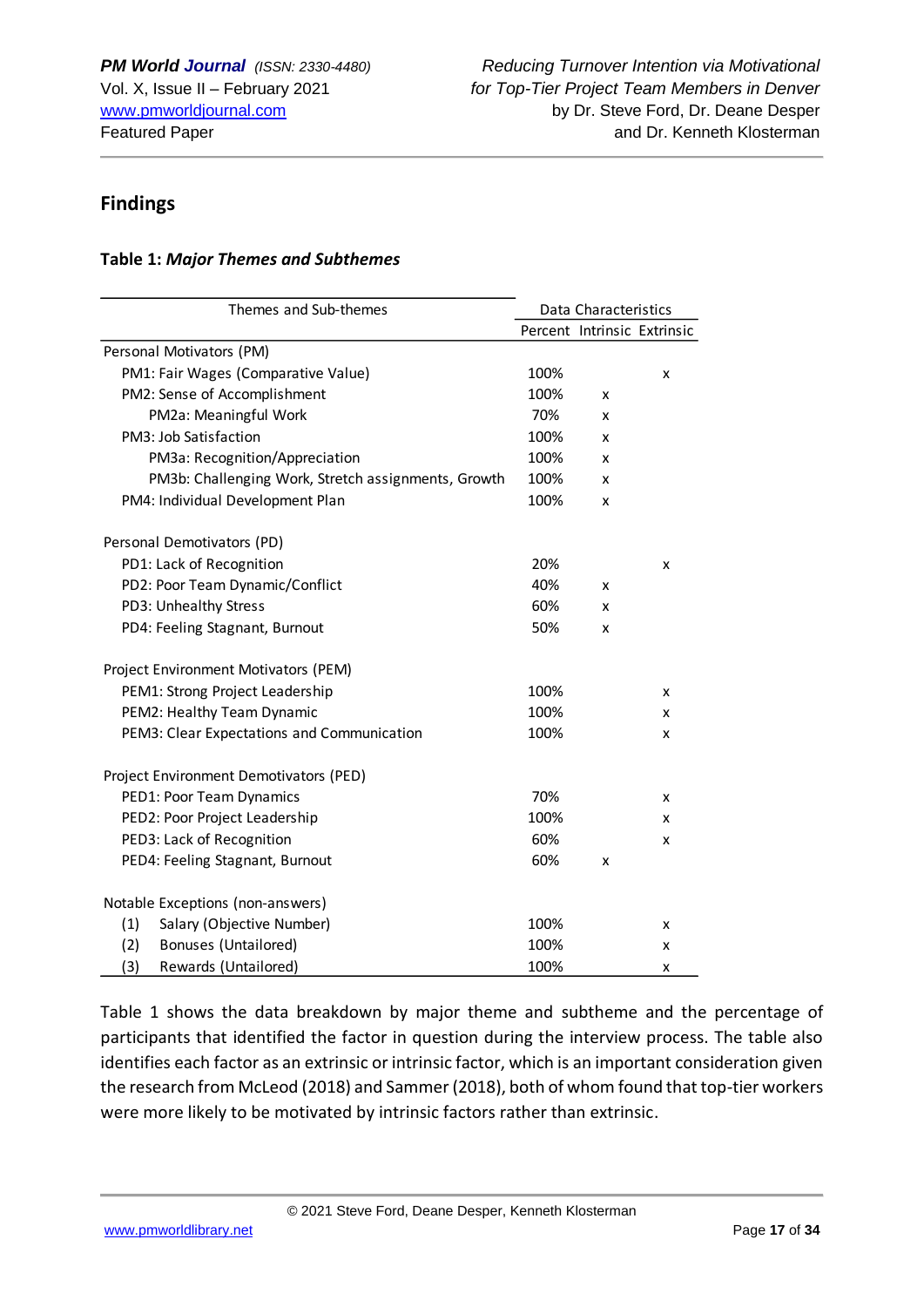## Findings

**Table 1:** ***Major Themes and Subthemes***

| Themes and Sub-themes | Data Characteristics | | |
|---|---|---|---|
| | Percent | Intrinsic | Extrinsic |
| Personal Motivators (PM) | | | |
| PM1: Fair Wages (Comparative Value) | 100% | | x |
| PM2: Sense of Accomplishment | 100% | x | |
| PM2a: Meaningful Work | 70% | x | |
| PM3: Job Satisfaction | 100% | x | |
| PM3a: Recognition/Appreciation | 100% | x | |
| PM3b: Challenging Work, Stretch assignments, Growth | 100% | x | |
| PM4: Individual Development Plan | 100% | x | |
| Personal Demotivators (PD) | | | |
| PD1: Lack of Recognition | 20% | | x |
| PD2: Poor Team Dynamic/Conflict | 40% | x | |
| PD3: Unhealthy Stress | 60% | x | |
| PD4: Feeling Stagnant, Burnout | 50% | x | |
| Project Environment Motivators (PEM) | | | |
| PEM1: Strong Project Leadership | 100% | | x |
| PEM2: Healthy Team Dynamic | 100% | | x |
| PEM3: Clear Expectations and Communication | 100% | | x |
| Project Environment Demotivators (PED) | | | |
| PED1: Poor Team Dynamics | 70% | | x |
| PED2: Poor Project Leadership | 100% | | x |
| PED3: Lack of Recognition | 60% | | x |
| PED4: Feeling Stagnant, Burnout | 60% | x | |
| Notable Exceptions (non-answers) | | | |
| (1) Salary (Objective Number) | 100% | | x |
| (2) Bonuses (Untailored) | 100% | | x |
| (3) Rewards (Untailored) | 100% | | x |

Table 1 shows the data breakdown by major theme and subtheme and the percentage of participants that identified the factor in question during the interview process. The table also identifies each factor as an extrinsic or intrinsic factor, which is an important consideration given the research from McLeod (2018) and Sammer (2018), both of whom found that top-tier workers were more likely to be motivated by intrinsic factors rather than extrinsic.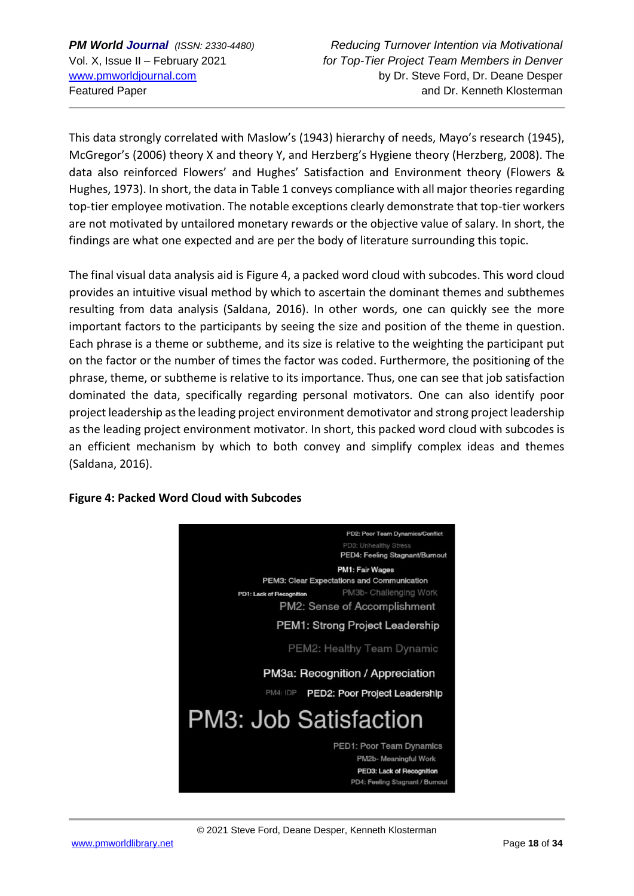This data strongly correlated with Maslow's (1943) hierarchy of needs, Mayo's research (1945), McGregor's (2006) theory X and theory Y, and Herzberg's Hygiene theory (Herzberg, 2008). The data also reinforced Flowers' and Hughes' Satisfaction and Environment theory (Flowers & Hughes, 1973). In short, the data in Table 1 conveys compliance with all major theories regarding top-tier employee motivation. The notable exceptions clearly demonstrate that top-tier workers are not motivated by untailored monetary rewards or the objective value of salary. In short, the findings are what one expected and are per the body of literature surrounding this topic.

The final visual data analysis aid is Figure 4, a packed word cloud with subcodes. This word cloud provides an intuitive visual method by which to ascertain the dominant themes and subthemes resulting from data analysis (Saldana, 2016). In other words, one can quickly see the more important factors to the participants by seeing the size and position of the theme in question. Each phrase is a theme or subtheme, and its size is relative to the weighting the participant put on the factor or the number of times the factor was coded. Furthermore, the positioning of the phrase, theme, or subtheme is relative to its importance. Thus, one can see that job satisfaction dominated the data, specifically regarding personal motivators. One can also identify poor project leadership as the leading project environment demotivator and strong project leadership as the leading project environment motivator. In short, this packed word cloud with subcodes is an efficient mechanism by which to both convey and simplify complex ideas and themes (Saldana, 2016).

**Figure 4: Packed Word Cloud with Subcodes**

PD2: Poor Team Dynamics/Conflict
PD3: Unhealthy Stress
PED4: Feeling Stagnant/Burnout
PM1: Fair Wages
PEM3: Clear Expectations and Communication
PD1: Lack of Recognition
PM3b- Challenging Work
PM2: Sense of Accomplishment
PEM1: Strong Project Leadership
PEM2: Healthy Team Dynamic
PM3a: Recognition / Appreciation
PM4: IDP
PED2: Poor Project Leadership
PM3: Job Satisfaction
PED1: Poor Team Dynamics
PM2b- Meaningful Work
PED3: Lack of Recognition
PD4: Feeling Stagnant / Burnout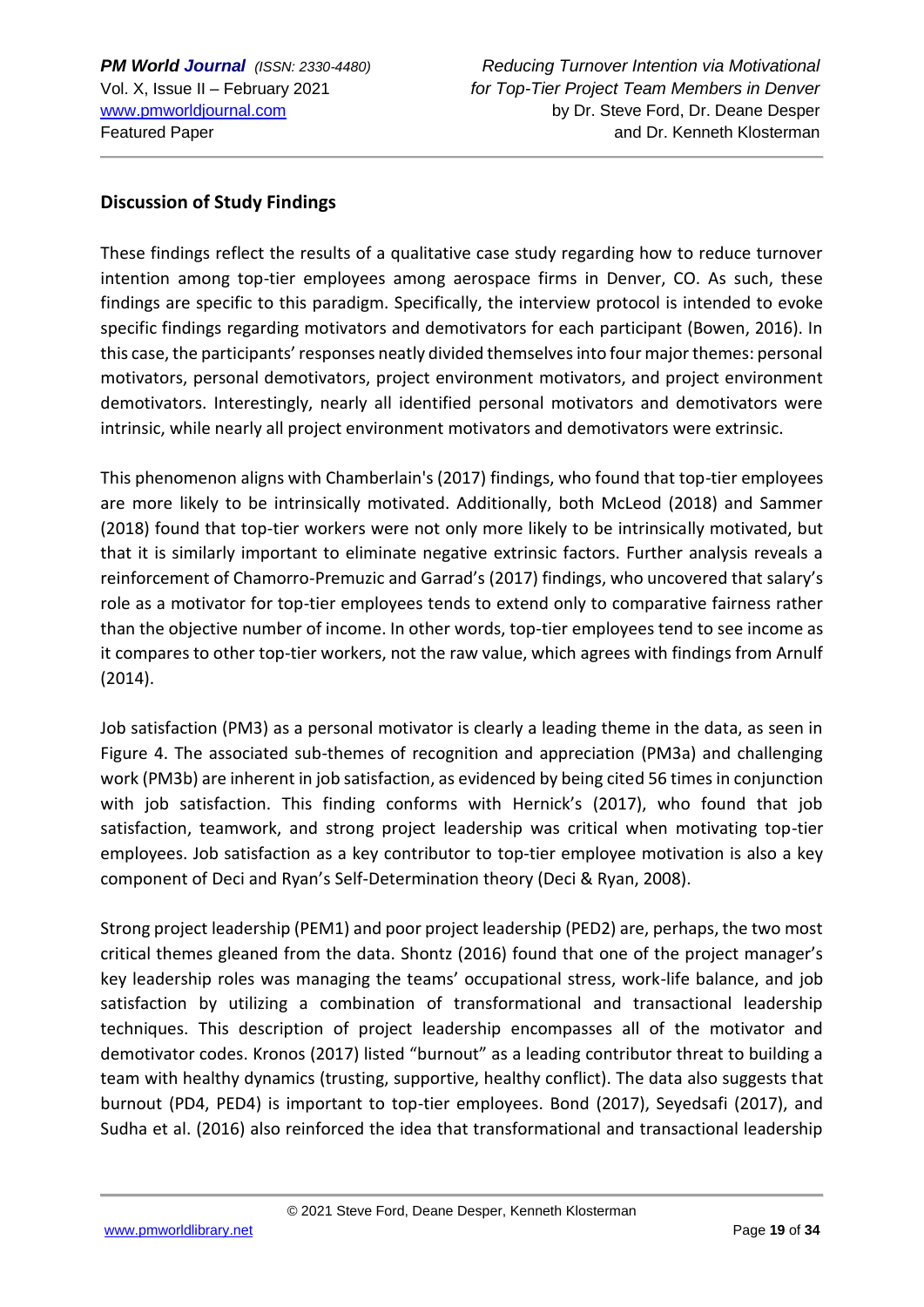## Discussion of Study Findings

These findings reflect the results of a qualitative case study regarding how to reduce turnover intention among top-tier employees among aerospace firms in Denver, CO. As such, these findings are specific to this paradigm. Specifically, the interview protocol is intended to evoke specific findings regarding motivators and demotivators for each participant (Bowen, 2016). In this case, the participants' responses neatly divided themselves into four major themes: personal motivators, personal demotivators, project environment motivators, and project environment demotivators. Interestingly, nearly all identified personal motivators and demotivators were intrinsic, while nearly all project environment motivators and demotivators were extrinsic.

This phenomenon aligns with Chamberlain's (2017) findings, who found that top-tier employees are more likely to be intrinsically motivated. Additionally, both McLeod (2018) and Sammer (2018) found that top-tier workers were not only more likely to be intrinsically motivated, but that it is similarly important to eliminate negative extrinsic factors. Further analysis reveals a reinforcement of Chamorro-Premuzic and Garrad's (2017) findings, who uncovered that salary's role as a motivator for top-tier employees tends to extend only to comparative fairness rather than the objective number of income. In other words, top-tier employees tend to see income as it compares to other top-tier workers, not the raw value, which agrees with findings from Arnulf (2014).

Job satisfaction (PM3) as a personal motivator is clearly a leading theme in the data, as seen in Figure 4. The associated sub-themes of recognition and appreciation (PM3a) and challenging work (PM3b) are inherent in job satisfaction, as evidenced by being cited 56 times in conjunction with job satisfaction. This finding conforms with Hernick's (2017), who found that job satisfaction, teamwork, and strong project leadership was critical when motivating top-tier employees. Job satisfaction as a key contributor to top-tier employee motivation is also a key component of Deci and Ryan's Self-Determination theory (Deci & Ryan, 2008).

Strong project leadership (PEM1) and poor project leadership (PED2) are, perhaps, the two most critical themes gleaned from the data. Shontz (2016) found that one of the project manager's key leadership roles was managing the teams' occupational stress, work-life balance, and job satisfaction by utilizing a combination of transformational and transactional leadership techniques. This description of project leadership encompasses all of the motivator and demotivator codes. Kronos (2017) listed "burnout" as a leading contributor threat to building a team with healthy dynamics (trusting, supportive, healthy conflict). The data also suggests that burnout (PD4, PED4) is important to top-tier employees. Bond (2017), Seyedsafi (2017), and Sudha et al. (2016) also reinforced the idea that transformational and transactional leadership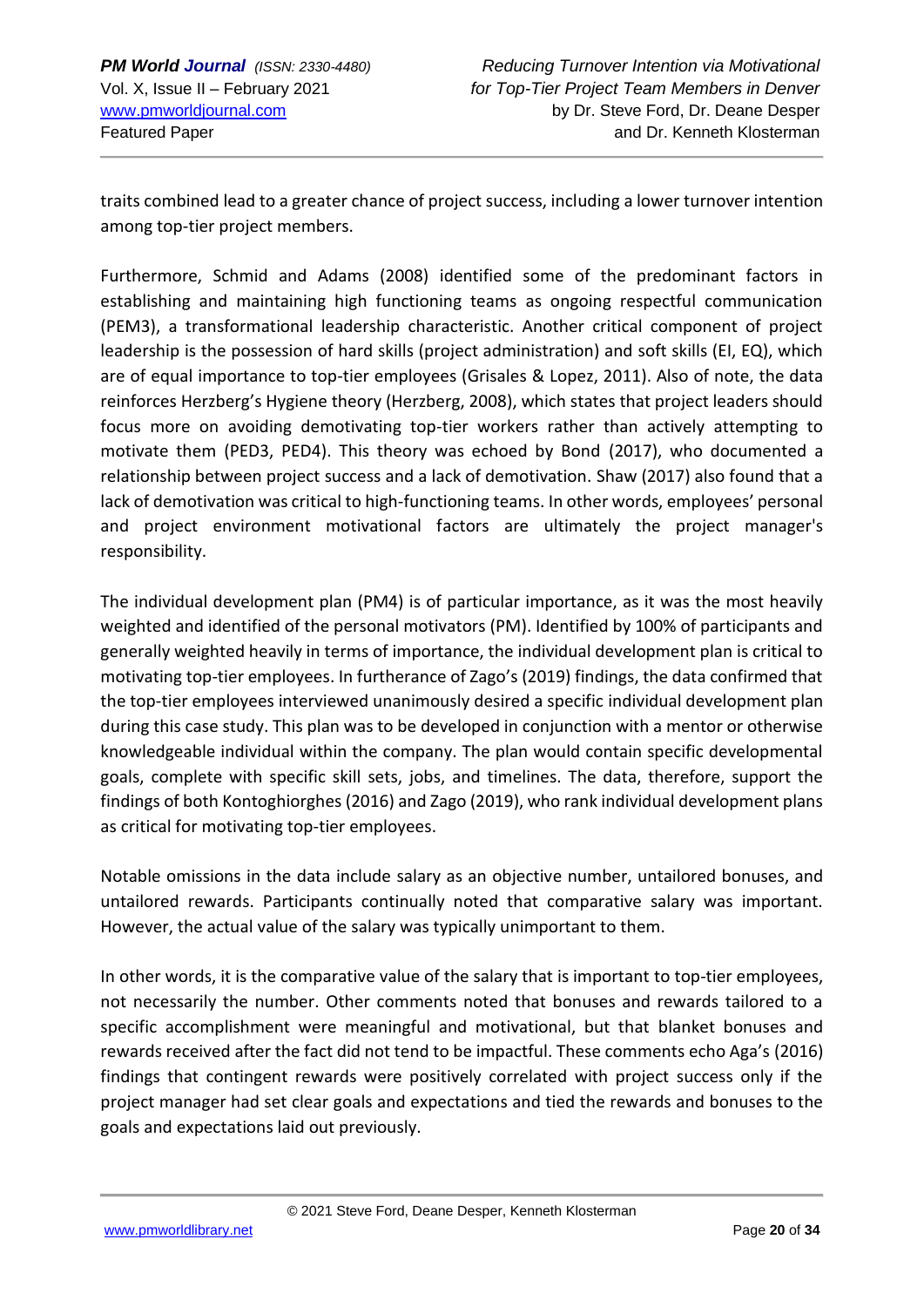traits combined lead to a greater chance of project success, including a lower turnover intention among top-tier project members.

Furthermore, Schmid and Adams (2008) identified some of the predominant factors in establishing and maintaining high functioning teams as ongoing respectful communication (PEM3), a transformational leadership characteristic. Another critical component of project leadership is the possession of hard skills (project administration) and soft skills (EI, EQ), which are of equal importance to top-tier employees (Grisales & Lopez, 2011). Also of note, the data reinforces Herzberg's Hygiene theory (Herzberg, 2008), which states that project leaders should focus more on avoiding demotivating top-tier workers rather than actively attempting to motivate them (PED3, PED4). This theory was echoed by Bond (2017), who documented a relationship between project success and a lack of demotivation. Shaw (2017) also found that a lack of demotivation was critical to high-functioning teams. In other words, employees' personal and project environment motivational factors are ultimately the project manager's responsibility.

The individual development plan (PM4) is of particular importance, as it was the most heavily weighted and identified of the personal motivators (PM). Identified by 100% of participants and generally weighted heavily in terms of importance, the individual development plan is critical to motivating top-tier employees. In furtherance of Zago's (2019) findings, the data confirmed that the top-tier employees interviewed unanimously desired a specific individual development plan during this case study. This plan was to be developed in conjunction with a mentor or otherwise knowledgeable individual within the company. The plan would contain specific developmental goals, complete with specific skill sets, jobs, and timelines. The data, therefore, support the findings of both Kontoghiorghes (2016) and Zago (2019), who rank individual development plans as critical for motivating top-tier employees.

Notable omissions in the data include salary as an objective number, untailored bonuses, and untailored rewards. Participants continually noted that comparative salary was important. However, the actual value of the salary was typically unimportant to them.

In other words, it is the comparative value of the salary that is important to top-tier employees, not necessarily the number. Other comments noted that bonuses and rewards tailored to a specific accomplishment were meaningful and motivational, but that blanket bonuses and rewards received after the fact did not tend to be impactful. These comments echo Aga's (2016) findings that contingent rewards were positively correlated with project success only if the project manager had set clear goals and expectations and tied the rewards and bonuses to the goals and expectations laid out previously.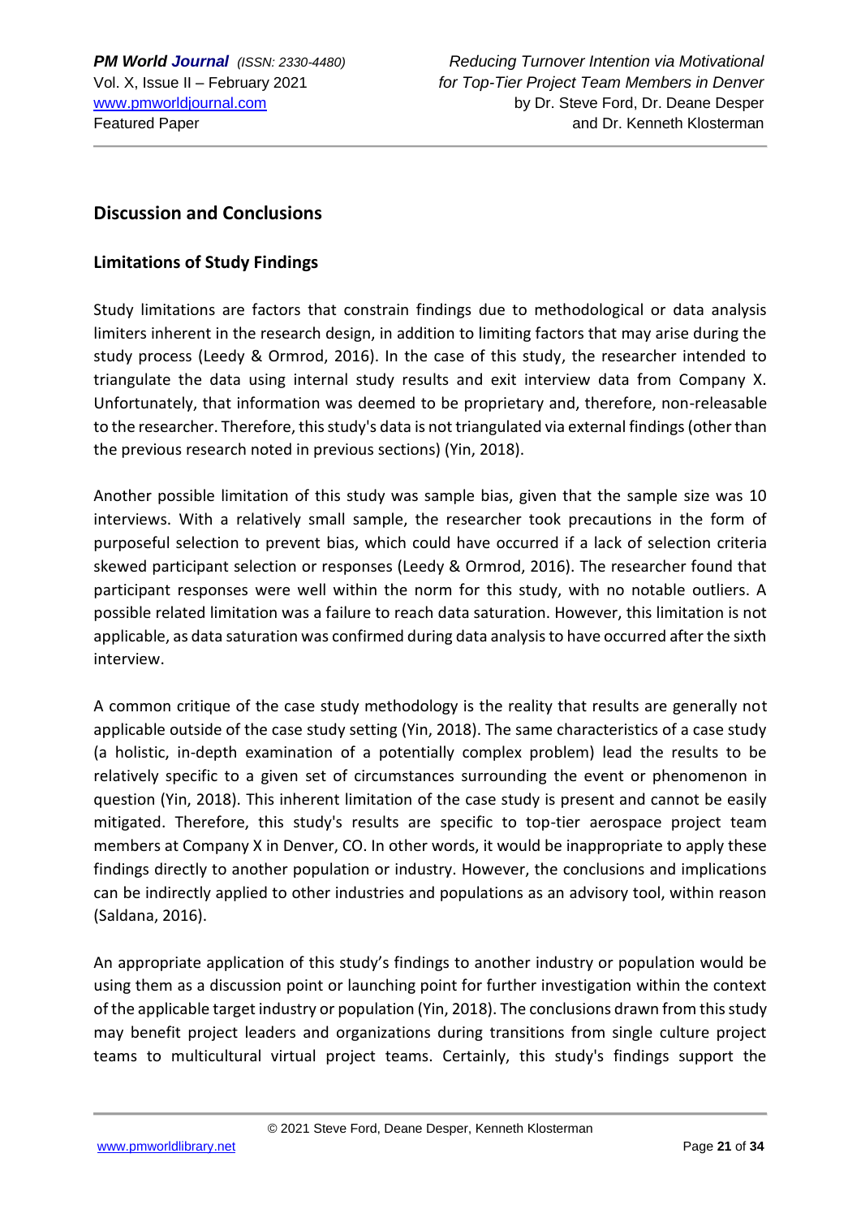## Discussion and Conclusions

### Limitations of Study Findings

Study limitations are factors that constrain findings due to methodological or data analysis limiters inherent in the research design, in addition to limiting factors that may arise during the study process (Leedy & Ormrod, 2016). In the case of this study, the researcher intended to triangulate the data using internal study results and exit interview data from Company X. Unfortunately, that information was deemed to be proprietary and, therefore, non-releasable to the researcher. Therefore, this study's data is not triangulated via external findings (other than the previous research noted in previous sections) (Yin, 2018).

Another possible limitation of this study was sample bias, given that the sample size was 10 interviews. With a relatively small sample, the researcher took precautions in the form of purposeful selection to prevent bias, which could have occurred if a lack of selection criteria skewed participant selection or responses (Leedy & Ormrod, 2016). The researcher found that participant responses were well within the norm for this study, with no notable outliers. A possible related limitation was a failure to reach data saturation. However, this limitation is not applicable, as data saturation was confirmed during data analysis to have occurred after the sixth interview.

A common critique of the case study methodology is the reality that results are generally not applicable outside of the case study setting (Yin, 2018). The same characteristics of a case study (a holistic, in-depth examination of a potentially complex problem) lead the results to be relatively specific to a given set of circumstances surrounding the event or phenomenon in question (Yin, 2018). This inherent limitation of the case study is present and cannot be easily mitigated. Therefore, this study's results are specific to top-tier aerospace project team members at Company X in Denver, CO. In other words, it would be inappropriate to apply these findings directly to another population or industry. However, the conclusions and implications can be indirectly applied to other industries and populations as an advisory tool, within reason (Saldana, 2016).

An appropriate application of this study's findings to another industry or population would be using them as a discussion point or launching point for further investigation within the context of the applicable target industry or population (Yin, 2018). The conclusions drawn from this study may benefit project leaders and organizations during transitions from single culture project teams to multicultural virtual project teams. Certainly, this study's findings support the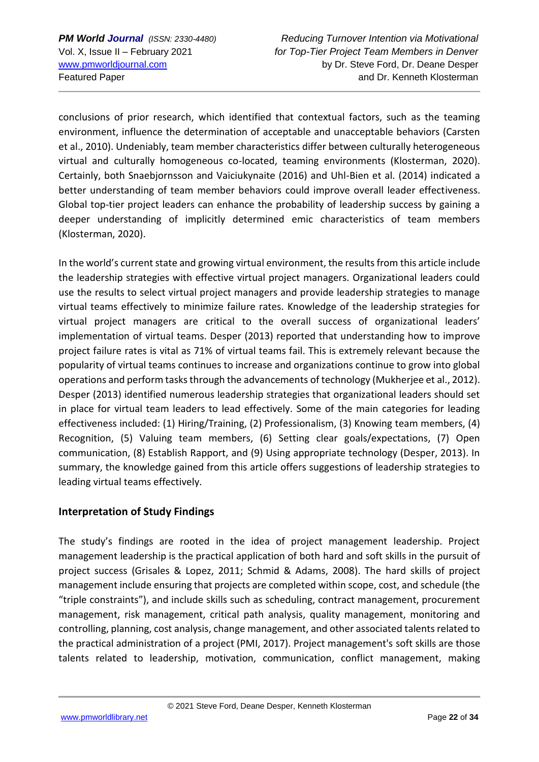conclusions of prior research, which identified that contextual factors, such as the teaming environment, influence the determination of acceptable and unacceptable behaviors (Carsten et al., 2010). Undeniably, team member characteristics differ between culturally heterogeneous virtual and culturally homogeneous co-located, teaming environments (Klosterman, 2020). Certainly, both Snaebjornsson and Vaiciukynaite (2016) and Uhl-Bien et al. (2014) indicated a better understanding of team member behaviors could improve overall leader effectiveness. Global top-tier project leaders can enhance the probability of leadership success by gaining a deeper understanding of implicitly determined emic characteristics of team members (Klosterman, 2020).

In the world's current state and growing virtual environment, the results from this article include the leadership strategies with effective virtual project managers. Organizational leaders could use the results to select virtual project managers and provide leadership strategies to manage virtual teams effectively to minimize failure rates. Knowledge of the leadership strategies for virtual project managers are critical to the overall success of organizational leaders' implementation of virtual teams. Desper (2013) reported that understanding how to improve project failure rates is vital as 71% of virtual teams fail. This is extremely relevant because the popularity of virtual teams continues to increase and organizations continue to grow into global operations and perform tasks through the advancements of technology (Mukherjee et al., 2012). Desper (2013) identified numerous leadership strategies that organizational leaders should set in place for virtual team leaders to lead effectively. Some of the main categories for leading effectiveness included: (1) Hiring/Training, (2) Professionalism, (3) Knowing team members, (4) Recognition, (5) Valuing team members, (6) Setting clear goals/expectations, (7) Open communication, (8) Establish Rapport, and (9) Using appropriate technology (Desper, 2013). In summary, the knowledge gained from this article offers suggestions of leadership strategies to leading virtual teams effectively.

## Interpretation of Study Findings

The study's findings are rooted in the idea of project management leadership. Project management leadership is the practical application of both hard and soft skills in the pursuit of project success (Grisales & Lopez, 2011; Schmid & Adams, 2008). The hard skills of project management include ensuring that projects are completed within scope, cost, and schedule (the "triple constraints"), and include skills such as scheduling, contract management, procurement management, risk management, critical path analysis, quality management, monitoring and controlling, planning, cost analysis, change management, and other associated talents related to the practical administration of a project (PMI, 2017). Project management's soft skills are those talents related to leadership, motivation, communication, conflict management, making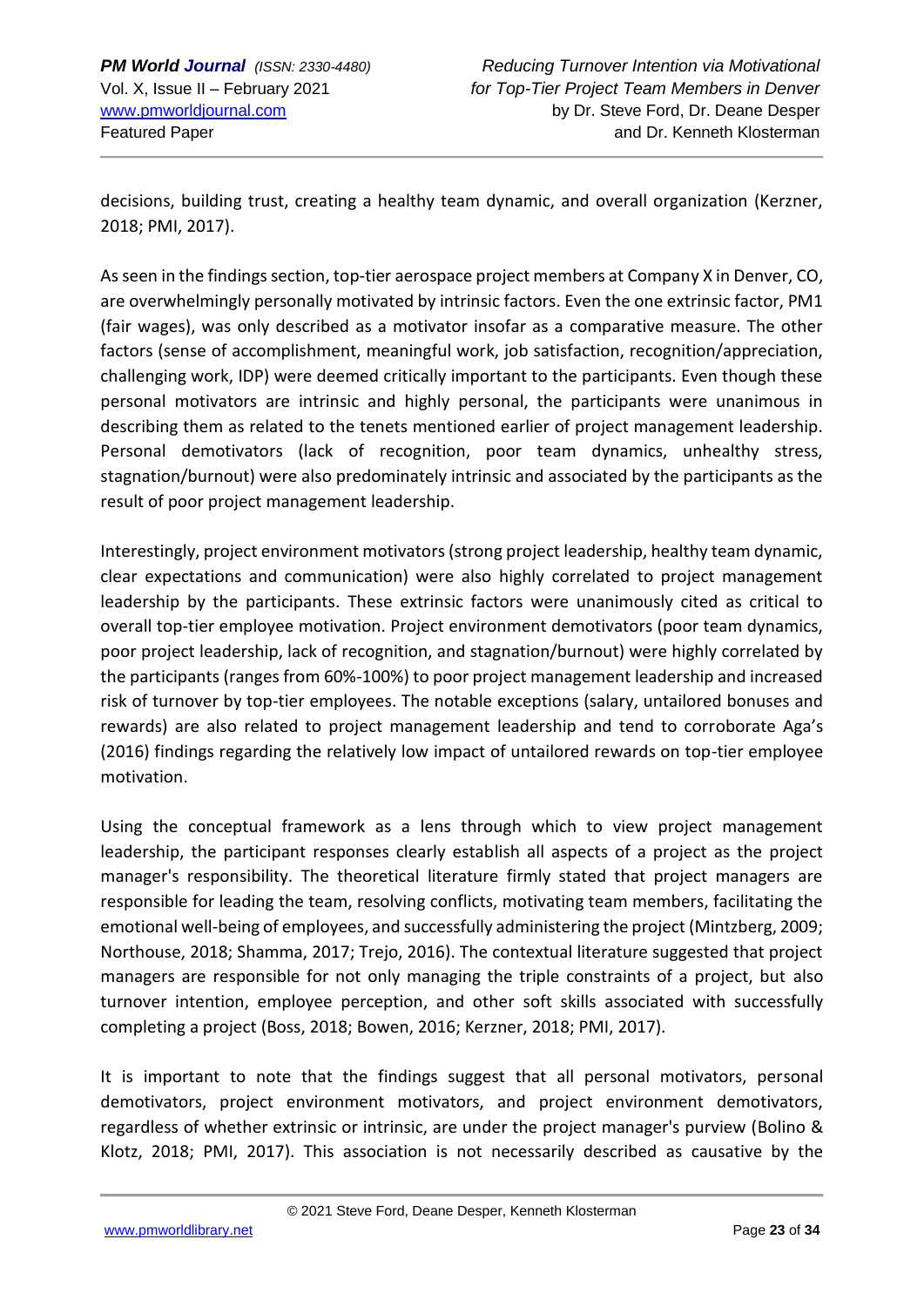decisions, building trust, creating a healthy team dynamic, and overall organization (Kerzner, 2018; PMI, 2017).

As seen in the findings section, top-tier aerospace project members at Company X in Denver, CO, are overwhelmingly personally motivated by intrinsic factors. Even the one extrinsic factor, PM1 (fair wages), was only described as a motivator insofar as a comparative measure. The other factors (sense of accomplishment, meaningful work, job satisfaction, recognition/appreciation, challenging work, IDP) were deemed critically important to the participants. Even though these personal motivators are intrinsic and highly personal, the participants were unanimous in describing them as related to the tenets mentioned earlier of project management leadership. Personal demotivators (lack of recognition, poor team dynamics, unhealthy stress, stagnation/burnout) were also predominately intrinsic and associated by the participants as the result of poor project management leadership.

Interestingly, project environment motivators (strong project leadership, healthy team dynamic, clear expectations and communication) were also highly correlated to project management leadership by the participants. These extrinsic factors were unanimously cited as critical to overall top-tier employee motivation. Project environment demotivators (poor team dynamics, poor project leadership, lack of recognition, and stagnation/burnout) were highly correlated by the participants (ranges from 60%-100%) to poor project management leadership and increased risk of turnover by top-tier employees. The notable exceptions (salary, untailored bonuses and rewards) are also related to project management leadership and tend to corroborate Aga's (2016) findings regarding the relatively low impact of untailored rewards on top-tier employee motivation.

Using the conceptual framework as a lens through which to view project management leadership, the participant responses clearly establish all aspects of a project as the project manager's responsibility. The theoretical literature firmly stated that project managers are responsible for leading the team, resolving conflicts, motivating team members, facilitating the emotional well-being of employees, and successfully administering the project (Mintzberg, 2009; Northouse, 2018; Shamma, 2017; Trejo, 2016). The contextual literature suggested that project managers are responsible for not only managing the triple constraints of a project, but also turnover intention, employee perception, and other soft skills associated with successfully completing a project (Boss, 2018; Bowen, 2016; Kerzner, 2018; PMI, 2017).

It is important to note that the findings suggest that all personal motivators, personal demotivators, project environment motivators, and project environment demotivators, regardless of whether extrinsic or intrinsic, are under the project manager's purview (Bolino & Klotz, 2018; PMI, 2017). This association is not necessarily described as causative by the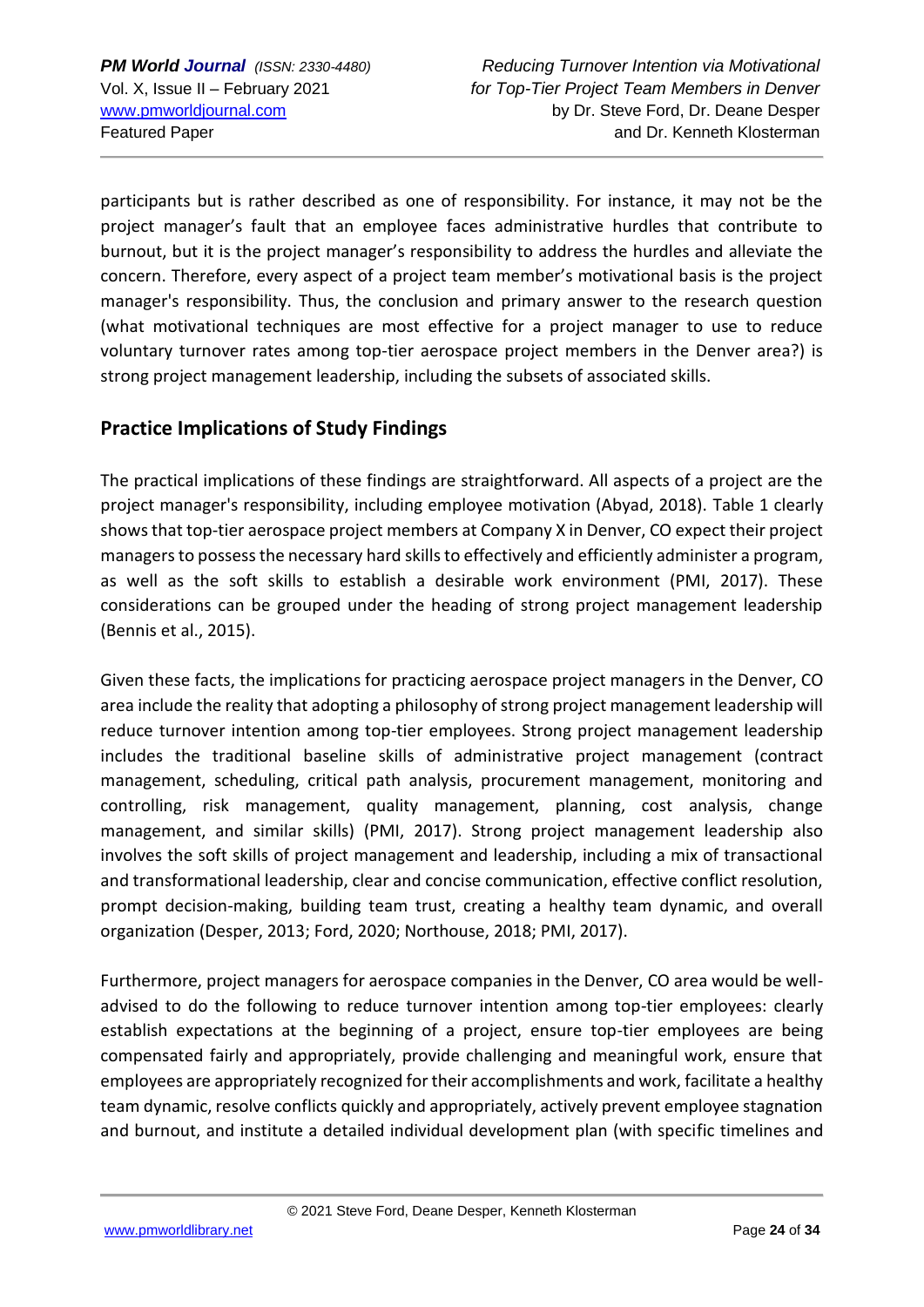participants but is rather described as one of responsibility. For instance, it may not be the project manager's fault that an employee faces administrative hurdles that contribute to burnout, but it is the project manager's responsibility to address the hurdles and alleviate the concern. Therefore, every aspect of a project team member's motivational basis is the project manager's responsibility. Thus, the conclusion and primary answer to the research question (what motivational techniques are most effective for a project manager to use to reduce voluntary turnover rates among top-tier aerospace project members in the Denver area?) is strong project management leadership, including the subsets of associated skills.

## Practice Implications of Study Findings

The practical implications of these findings are straightforward. All aspects of a project are the project manager's responsibility, including employee motivation (Abyad, 2018). Table 1 clearly shows that top-tier aerospace project members at Company X in Denver, CO expect their project managers to possess the necessary hard skills to effectively and efficiently administer a program, as well as the soft skills to establish a desirable work environment (PMI, 2017). These considerations can be grouped under the heading of strong project management leadership (Bennis et al., 2015).

Given these facts, the implications for practicing aerospace project managers in the Denver, CO area include the reality that adopting a philosophy of strong project management leadership will reduce turnover intention among top-tier employees. Strong project management leadership includes the traditional baseline skills of administrative project management (contract management, scheduling, critical path analysis, procurement management, monitoring and controlling, risk management, quality management, planning, cost analysis, change management, and similar skills) (PMI, 2017). Strong project management leadership also involves the soft skills of project management and leadership, including a mix of transactional and transformational leadership, clear and concise communication, effective conflict resolution, prompt decision-making, building team trust, creating a healthy team dynamic, and overall organization (Desper, 2013; Ford, 2020; Northouse, 2018; PMI, 2017).

Furthermore, project managers for aerospace companies in the Denver, CO area would be well-advised to do the following to reduce turnover intention among top-tier employees: clearly establish expectations at the beginning of a project, ensure top-tier employees are being compensated fairly and appropriately, provide challenging and meaningful work, ensure that employees are appropriately recognized for their accomplishments and work, facilitate a healthy team dynamic, resolve conflicts quickly and appropriately, actively prevent employee stagnation and burnout, and institute a detailed individual development plan (with specific timelines and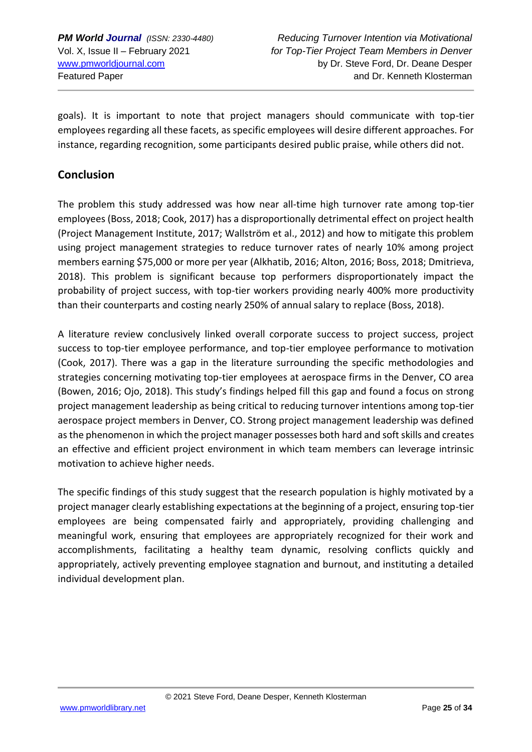goals). It is important to note that project managers should communicate with top-tier employees regarding all these facets, as specific employees will desire different approaches. For instance, regarding recognition, some participants desired public praise, while others did not.

## Conclusion

The problem this study addressed was how near all-time high turnover rate among top-tier employees (Boss, 2018; Cook, 2017) has a disproportionally detrimental effect on project health (Project Management Institute, 2017; Wallström et al., 2012) and how to mitigate this problem using project management strategies to reduce turnover rates of nearly 10% among project members earning $75,000 or more per year (Alkhatib, 2016; Alton, 2016; Boss, 2018; Dmitrieva, 2018). This problem is significant because top performers disproportionately impact the probability of project success, with top-tier workers providing nearly 400% more productivity than their counterparts and costing nearly 250% of annual salary to replace (Boss, 2018).

A literature review conclusively linked overall corporate success to project success, project success to top-tier employee performance, and top-tier employee performance to motivation (Cook, 2017). There was a gap in the literature surrounding the specific methodologies and strategies concerning motivating top-tier employees at aerospace firms in the Denver, CO area (Bowen, 2016; Ojo, 2018). This study's findings helped fill this gap and found a focus on strong project management leadership as being critical to reducing turnover intentions among top-tier aerospace project members in Denver, CO. Strong project management leadership was defined as the phenomenon in which the project manager possesses both hard and soft skills and creates an effective and efficient project environment in which team members can leverage intrinsic motivation to achieve higher needs.

The specific findings of this study suggest that the research population is highly motivated by a project manager clearly establishing expectations at the beginning of a project, ensuring top-tier employees are being compensated fairly and appropriately, providing challenging and meaningful work, ensuring that employees are appropriately recognized for their work and accomplishments, facilitating a healthy team dynamic, resolving conflicts quickly and appropriately, actively preventing employee stagnation and burnout, and instituting a detailed individual development plan.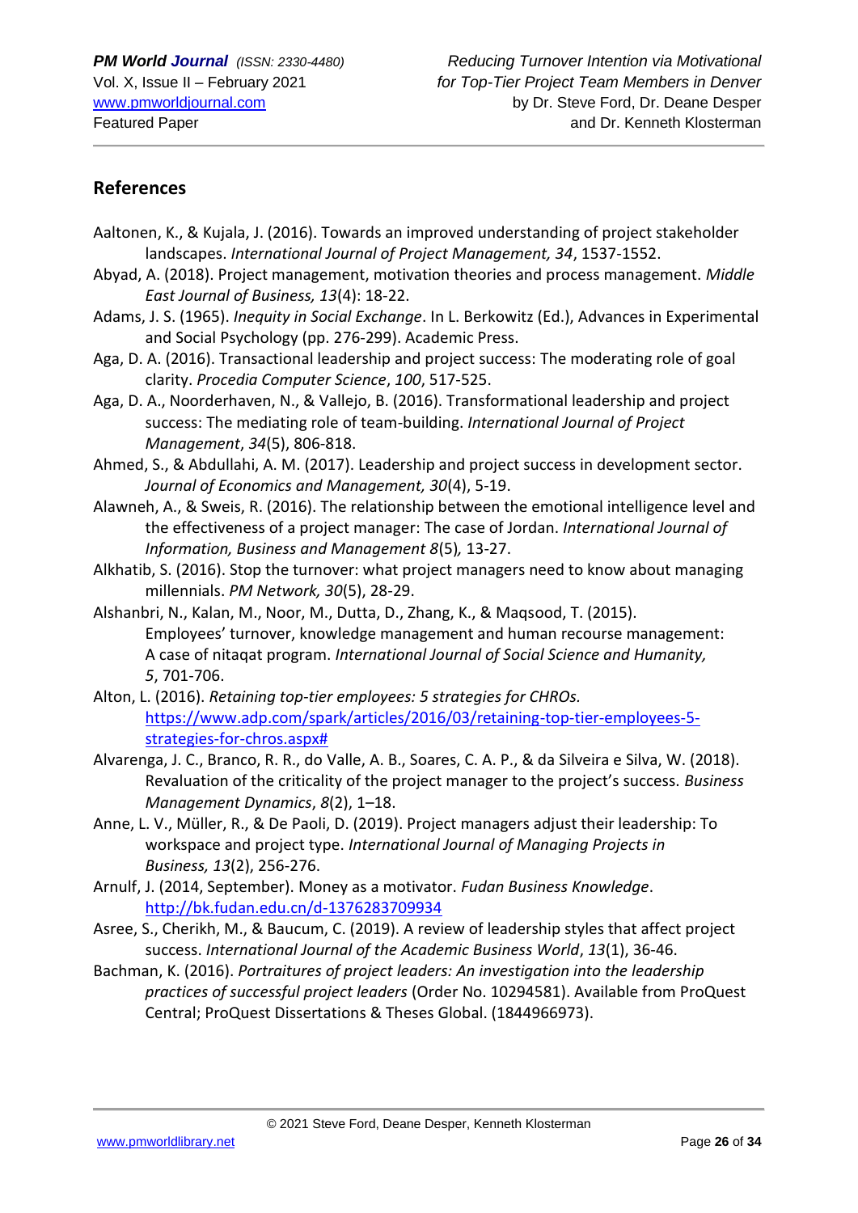## References

Aaltonen, K., & Kujala, J. (2016). Towards an improved understanding of project stakeholder landscapes. *International Journal of Project Management, 34*, 1537-1552.

Abyad, A. (2018). Project management, motivation theories and process management. *Middle East Journal of Business, 13*(4): 18-22.

Adams, J. S. (1965). *Inequity in Social Exchange*. In L. Berkowitz (Ed.), Advances in Experimental and Social Psychology (pp. 276-299). Academic Press.

Aga, D. A. (2016). Transactional leadership and project success: The moderating role of goal clarity. *Procedia Computer Science*, *100*, 517-525.

Aga, D. A., Noorderhaven, N., & Vallejo, B. (2016). Transformational leadership and project success: The mediating role of team-building. *International Journal of Project Management*, *34*(5), 806-818.

Ahmed, S., & Abdullahi, A. M. (2017). Leadership and project success in development sector. *Journal of Economics and Management, 30*(4), 5-19.

Alawneh, A., & Sweis, R. (2016). The relationship between the emotional intelligence level and the effectiveness of a project manager: The case of Jordan. *International Journal of Information, Business and Management 8*(5)*,* 13-27.

Alkhatib, S. (2016). Stop the turnover: what project managers need to know about managing millennials. *PM Network, 30*(5), 28-29.

Alshanbri, N., Kalan, M., Noor, M., Dutta, D., Zhang, K., & Maqsood, T. (2015). Employees' turnover, knowledge management and human recourse management: A case of nitaqat program. *International Journal of Social Science and Humanity, 5*, 701-706.

Alton, L. (2016). *Retaining top-tier employees: 5 strategies for CHROs.* https://www.adp.com/spark/articles/2016/03/retaining-top-tier-employees-5-strategies-for-chros.aspx#

Alvarenga, J. C., Branco, R. R., do Valle, A. B., Soares, C. A. P., & da Silveira e Silva, W. (2018). Revaluation of the criticality of the project manager to the project's success. *Business Management Dynamics*, *8*(2), 1–18.

Anne, L. V., Müller, R., & De Paoli, D. (2019). Project managers adjust their leadership: To workspace and project type. *International Journal of Managing Projects in Business, 13*(2), 256-276.

Arnulf, J. (2014, September). Money as a motivator. *Fudan Business Knowledge*. http://bk.fudan.edu.cn/d-1376283709934

Asree, S., Cherikh, M., & Baucum, C. (2019). A review of leadership styles that affect project success. *International Journal of the Academic Business World*, *13*(1), 36-46.

Bachman, K. (2016). *Portraitures of project leaders: An investigation into the leadership practices of successful project leaders* (Order No. 10294581). Available from ProQuest Central; ProQuest Dissertations & Theses Global. (1844966973).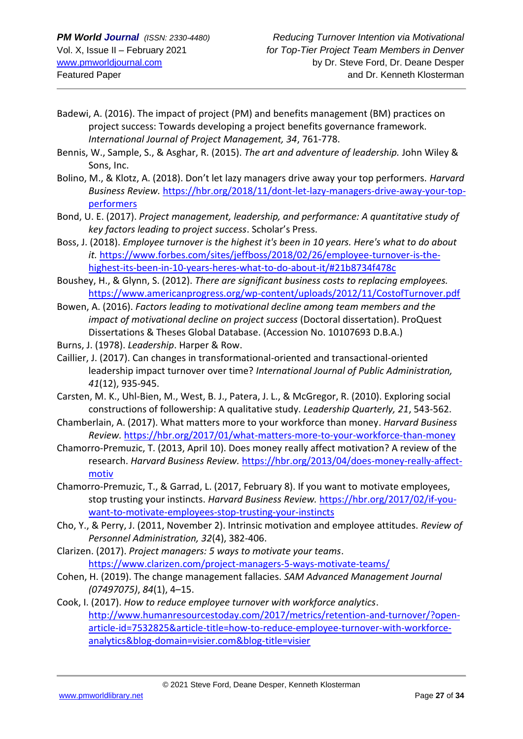Badewi, A. (2016). The impact of project (PM) and benefits management (BM) practices on project success: Towards developing a project benefits governance framework. *International Journal of Project Management, 34*, 761-778.

Bennis, W., Sample, S., & Asghar, R. (2015). *The art and adventure of leadership.* John Wiley & Sons, Inc.

Bolino, M., & Klotz, A. (2018). Don't let lazy managers drive away your top performers. *Harvard Business Review.* https://hbr.org/2018/11/dont-let-lazy-managers-drive-away-your-top-performers

Bond, U. E. (2017). *Project management, leadership, and performance: A quantitative study of key factors leading to project success*. Scholar's Press.

Boss, J. (2018). *Employee turnover is the highest it's been in 10 years. Here's what to do about it.* https://www.forbes.com/sites/jeffboss/2018/02/26/employee-turnover-is-the-highest-its-been-in-10-years-heres-what-to-do-about-it/#21b8734f478c

Boushey, H., & Glynn, S. (2012). *There are significant business costs to replacing employees.* https://www.americanprogress.org/wp-content/uploads/2012/11/CostofTurnover.pdf

Bowen, A. (2016). *Factors leading to motivational decline among team members and the impact of motivational decline on project success* (Doctoral dissertation). ProQuest Dissertations & Theses Global Database. (Accession No. 10107693 D.B.A.)

Burns, J. (1978). *Leadership*. Harper & Row.

Caillier, J. (2017). Can changes in transformational-oriented and transactional-oriented leadership impact turnover over time? *International Journal of Public Administration, 41*(12), 935-945.

Carsten, M. K., Uhl-Bien, M., West, B. J., Patera, J. L., & McGregor, R. (2010). Exploring social constructions of followership: A qualitative study. *Leadership Quarterly, 21*, 543-562.

Chamberlain, A. (2017). What matters more to your workforce than money. *Harvard Business Review.* https://hbr.org/2017/01/what-matters-more-to-your-workforce-than-money

Chamorro-Premuzic, T. (2013, April 10). Does money really affect motivation? A review of the research. *Harvard Business Review.* https://hbr.org/2013/04/does-money-really-affect-motiv

Chamorro-Premuzic, T., & Garrad, L. (2017, February 8). If you want to motivate employees, stop trusting your instincts. *Harvard Business Review.* https://hbr.org/2017/02/if-you-want-to-motivate-employees-stop-trusting-your-instincts

Cho, Y., & Perry, J. (2011, November 2). Intrinsic motivation and employee attitudes. *Review of Personnel Administration, 32*(4), 382-406.

Clarizen. (2017). *Project managers: 5 ways to motivate your teams*. https://www.clarizen.com/project-managers-5-ways-motivate-teams/

Cohen, H. (2019). The change management fallacies. *SAM Advanced Management Journal (07497075)*, *84*(1), 4–15.

Cook, I. (2017). *How to reduce employee turnover with workforce analytics*. http://www.humanresourcestoday.com/2017/metrics/retention-and-turnover/?open-article-id=7532825&article-title=how-to-reduce-employee-turnover-with-workforce-analytics&blog-domain=visier.com&blog-title=visier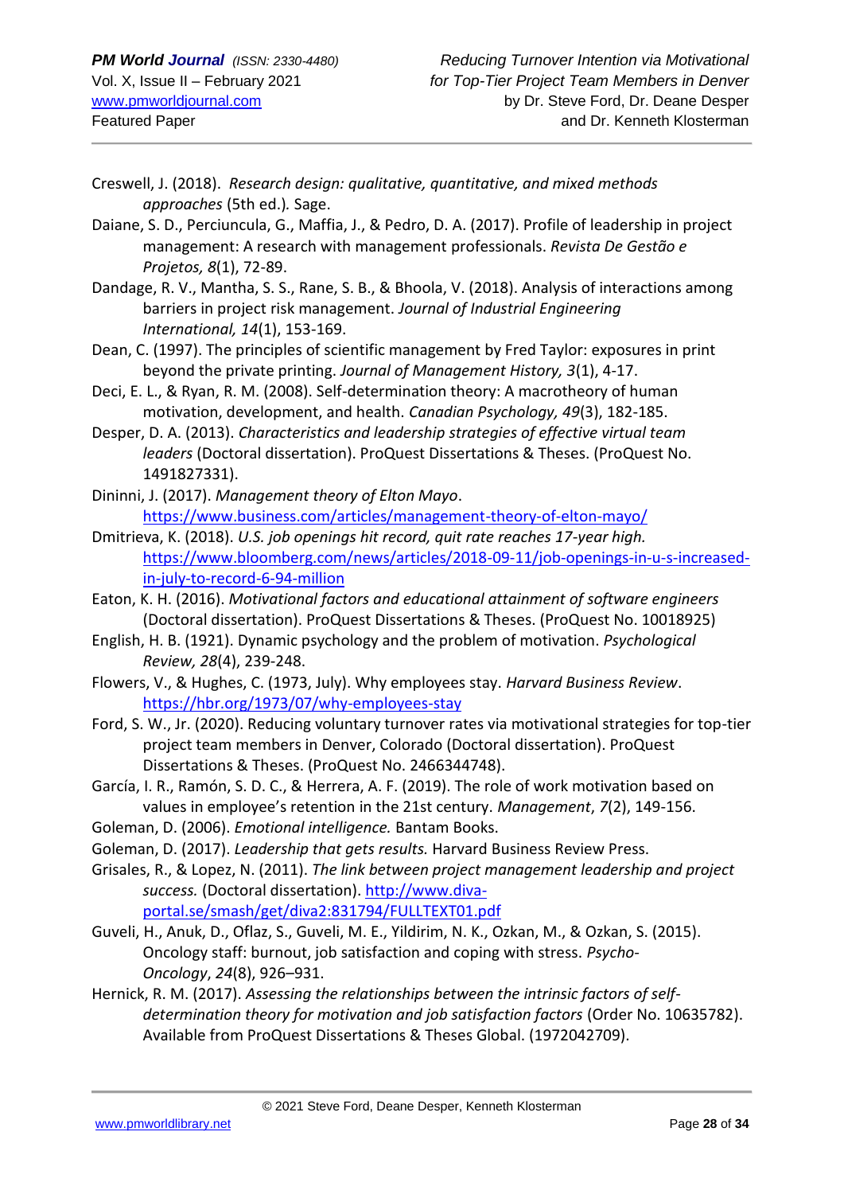Creswell, J. (2018). *Research design: qualitative, quantitative, and mixed methods approaches* (5th ed.)*.* Sage.

Daiane, S. D., Perciuncula, G., Maffia, J., & Pedro, D. A. (2017). Profile of leadership in project management: A research with management professionals. *Revista De Gestão e Projetos, 8*(1), 72-89.

Dandage, R. V., Mantha, S. S., Rane, S. B., & Bhoola, V. (2018). Analysis of interactions among barriers in project risk management. *Journal of Industrial Engineering International, 14*(1), 153-169.

Dean, C. (1997). The principles of scientific management by Fred Taylor: exposures in print beyond the private printing. *Journal of Management History, 3*(1), 4-17.

Deci, E. L., & Ryan, R. M. (2008). Self-determination theory: A macrotheory of human motivation, development, and health. *Canadian Psychology, 49*(3), 182-185.

Desper, D. A. (2013). *Characteristics and leadership strategies of effective virtual team leaders* (Doctoral dissertation). ProQuest Dissertations & Theses. (ProQuest No. 1491827331).

Dininni, J. (2017). *Management theory of Elton Mayo*. https://www.business.com/articles/management-theory-of-elton-mayo/

Dmitrieva, K. (2018). *U.S. job openings hit record, quit rate reaches 17-year high.* https://www.bloomberg.com/news/articles/2018-09-11/job-openings-in-u-s-increased-in-july-to-record-6-94-million

Eaton, K. H. (2016). *Motivational factors and educational attainment of software engineers* (Doctoral dissertation). ProQuest Dissertations & Theses. (ProQuest No. 10018925)

English, H. B. (1921). Dynamic psychology and the problem of motivation. *Psychological Review, 28*(4), 239-248.

Flowers, V., & Hughes, C. (1973, July). Why employees stay. *Harvard Business Review*. https://hbr.org/1973/07/why-employees-stay

Ford, S. W., Jr. (2020). Reducing voluntary turnover rates via motivational strategies for top-tier project team members in Denver, Colorado (Doctoral dissertation). ProQuest Dissertations & Theses. (ProQuest No. 2466344748).

García, I. R., Ramón, S. D. C., & Herrera, A. F. (2019). The role of work motivation based on values in employee's retention in the 21st century. *Management*, *7*(2), 149-156.

Goleman, D. (2006). *Emotional intelligence.* Bantam Books.

Goleman, D. (2017). *Leadership that gets results.* Harvard Business Review Press.

Grisales, R., & Lopez, N. (2011). *The link between project management leadership and project success.* (Doctoral dissertation). http://www.diva-portal.se/smash/get/diva2:831794/FULLTEXT01.pdf

Guveli, H., Anuk, D., Oflaz, S., Guveli, M. E., Yildirim, N. K., Ozkan, M., & Ozkan, S. (2015). Oncology staff: burnout, job satisfaction and coping with stress. *Psycho-Oncology*, *24*(8), 926–931.

Hernick, R. M. (2017). *Assessing the relationships between the intrinsic factors of self-determination theory for motivation and job satisfaction factors* (Order No. 10635782). Available from ProQuest Dissertations & Theses Global. (1972042709).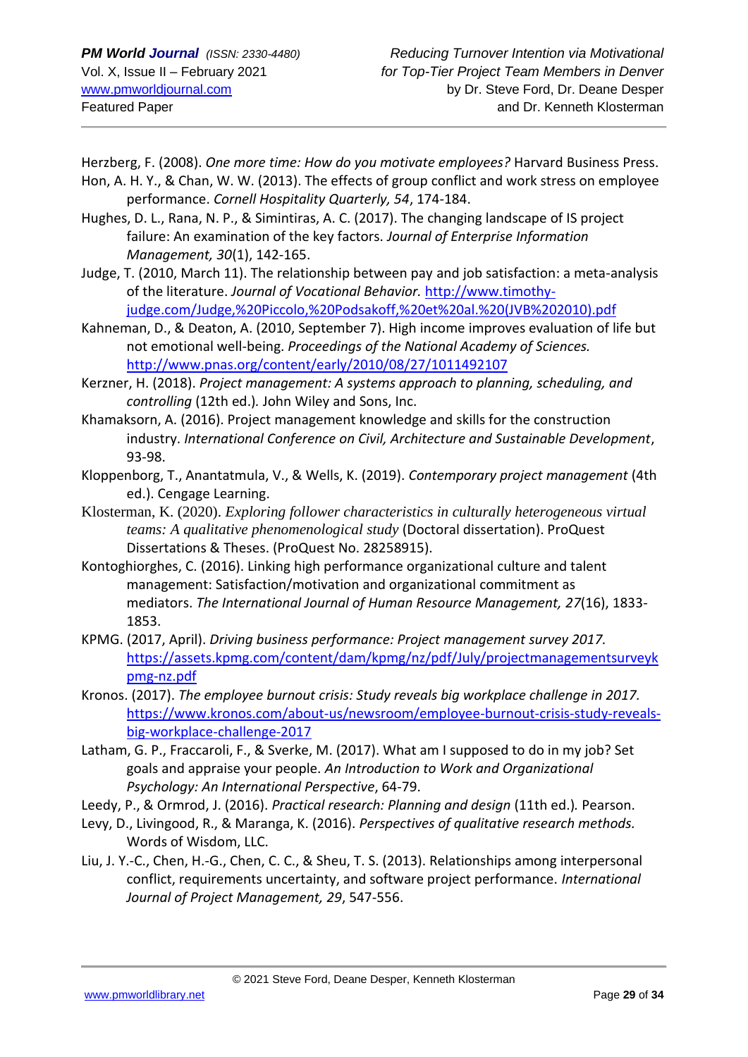Herzberg, F. (2008). *One more time: How do you motivate employees?* Harvard Business Press.

Hon, A. H. Y., & Chan, W. W. (2013). The effects of group conflict and work stress on employee performance. *Cornell Hospitality Quarterly, 54*, 174-184.

Hughes, D. L., Rana, N. P., & Simintiras, A. C. (2017). The changing landscape of IS project failure: An examination of the key factors. *Journal of Enterprise Information Management, 30*(1), 142-165.

Judge, T. (2010, March 11). The relationship between pay and job satisfaction: a meta-analysis of the literature. *Journal of Vocational Behavior.* http://www.timothy-judge.com/Judge,%20Piccolo,%20Podsakoff,%20et%20al.%20(JVB%202010).pdf

Kahneman, D., & Deaton, A. (2010, September 7). High income improves evaluation of life but not emotional well-being. *Proceedings of the National Academy of Sciences.* http://www.pnas.org/content/early/2010/08/27/1011492107

Kerzner, H. (2018). *Project management: A systems approach to planning, scheduling, and controlling* (12th ed.). John Wiley and Sons, Inc.

Khamaksorn, A. (2016). Project management knowledge and skills for the construction industry. *International Conference on Civil, Architecture and Sustainable Development*, 93-98.

Kloppenborg, T., Anantatmula, V., & Wells, K. (2019). *Contemporary project management* (4th ed.). Cengage Learning.

Klosterman, K. (2020). *Exploring follower characteristics in culturally heterogeneous virtual teams: A qualitative phenomenological study* (Doctoral dissertation). ProQuest Dissertations & Theses. (ProQuest No. 28258915).

Kontoghiorghes, C. (2016). Linking high performance organizational culture and talent management: Satisfaction/motivation and organizational commitment as mediators. *The International Journal of Human Resource Management, 27*(16), 1833-1853.

KPMG. (2017, April). *Driving business performance: Project management survey 2017.* https://assets.kpmg.com/content/dam/kpmg/nz/pdf/July/projectmanagementsurveykpmg-nz.pdf

Kronos. (2017). *The employee burnout crisis: Study reveals big workplace challenge in 2017.* https://www.kronos.com/about-us/newsroom/employee-burnout-crisis-study-reveals-big-workplace-challenge-2017

Latham, G. P., Fraccaroli, F., & Sverke, M. (2017). What am I supposed to do in my job? Set goals and appraise your people. *An Introduction to Work and Organizational Psychology: An International Perspective*, 64-79.

Leedy, P., & Ormrod, J. (2016). *Practical research: Planning and design* (11th ed.). Pearson.

Levy, D., Livingood, R., & Maranga, K. (2016). *Perspectives of qualitative research methods.* Words of Wisdom, LLC.

Liu, J. Y.-C., Chen, H.-G., Chen, C. C., & Sheu, T. S. (2013). Relationships among interpersonal conflict, requirements uncertainty, and software project performance. *International Journal of Project Management, 29*, 547-556.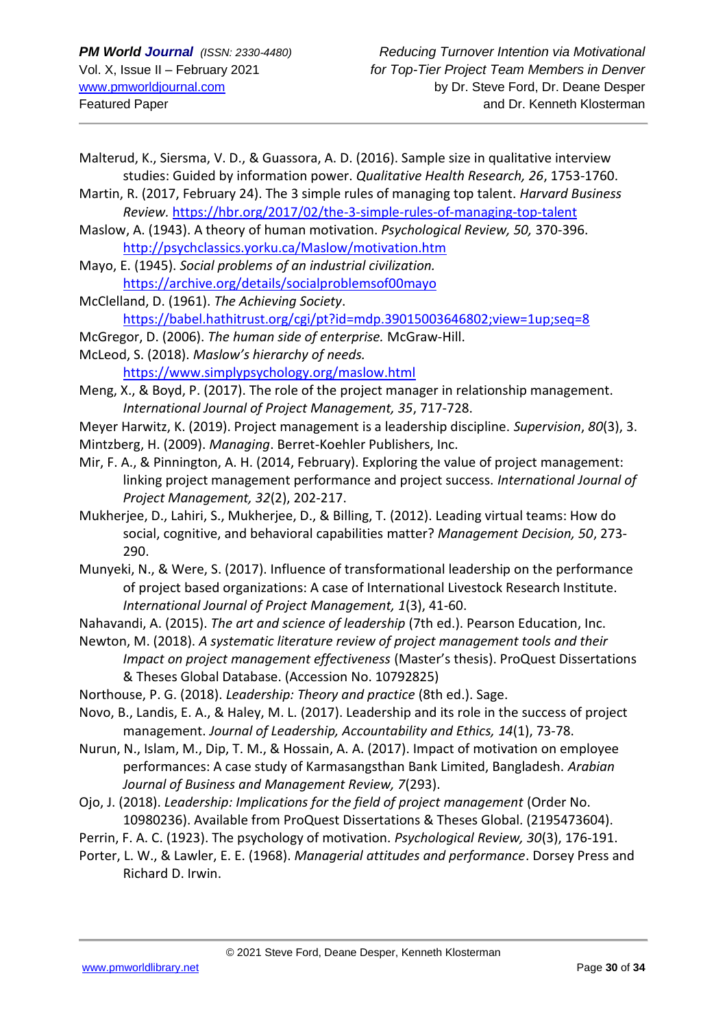Malterud, K., Siersma, V. D., & Guassora, A. D. (2016). Sample size in qualitative interview studies: Guided by information power. *Qualitative Health Research, 26*, 1753-1760.

Martin, R. (2017, February 24). The 3 simple rules of managing top talent. *Harvard Business Review.* https://hbr.org/2017/02/the-3-simple-rules-of-managing-top-talent

Maslow, A. (1943). A theory of human motivation. *Psychological Review, 50,* 370-396. http://psychclassics.yorku.ca/Maslow/motivation.htm

Mayo, E. (1945). *Social problems of an industrial civilization.* https://archive.org/details/socialproblemsof00mayo

McClelland, D. (1961). *The Achieving Society*. https://babel.hathitrust.org/cgi/pt?id=mdp.39015003646802;view=1up;seq=8

McGregor, D. (2006). *The human side of enterprise.* McGraw-Hill.

McLeod, S. (2018). *Maslow's hierarchy of needs.* https://www.simplypsychology.org/maslow.html

Meng, X., & Boyd, P. (2017). The role of the project manager in relationship management. *International Journal of Project Management, 35*, 717-728.

Meyer Harwitz, K. (2019). Project management is a leadership discipline. *Supervision*, *80*(3), 3.

Mintzberg, H. (2009). *Managing*. Berret-Koehler Publishers, Inc.

Mir, F. A., & Pinnington, A. H. (2014, February). Exploring the value of project management: linking project management performance and project success. *International Journal of Project Management, 32*(2), 202-217.

Mukherjee, D., Lahiri, S., Mukherjee, D., & Billing, T. (2012). Leading virtual teams: How do social, cognitive, and behavioral capabilities matter? *Management Decision, 50*, 273-290.

Munyeki, N., & Were, S. (2017). Influence of transformational leadership on the performance of project based organizations: A case of International Livestock Research Institute. *International Journal of Project Management, 1*(3), 41-60.

Nahavandi, A. (2015). *The art and science of leadership* (7th ed.). Pearson Education, Inc.

Newton, M. (2018). *A systematic literature review of project management tools and their Impact on project management effectiveness* (Master's thesis). ProQuest Dissertations & Theses Global Database. (Accession No. 10792825)

Northouse, P. G. (2018). *Leadership: Theory and practice* (8th ed.). Sage.

Novo, B., Landis, E. A., & Haley, M. L. (2017). Leadership and its role in the success of project management. *Journal of Leadership, Accountability and Ethics, 14*(1), 73-78.

Nurun, N., Islam, M., Dip, T. M., & Hossain, A. A. (2017). Impact of motivation on employee performances: A case study of Karmasangsthan Bank Limited, Bangladesh. *Arabian Journal of Business and Management Review, 7*(293).

Ojo, J. (2018). *Leadership: Implications for the field of project management* (Order No. 10980236). Available from ProQuest Dissertations & Theses Global. (2195473604).

Perrin, F. A. C. (1923). The psychology of motivation. *Psychological Review, 30*(3), 176-191.

Porter, L. W., & Lawler, E. E. (1968). *Managerial attitudes and performance*. Dorsey Press and Richard D. Irwin.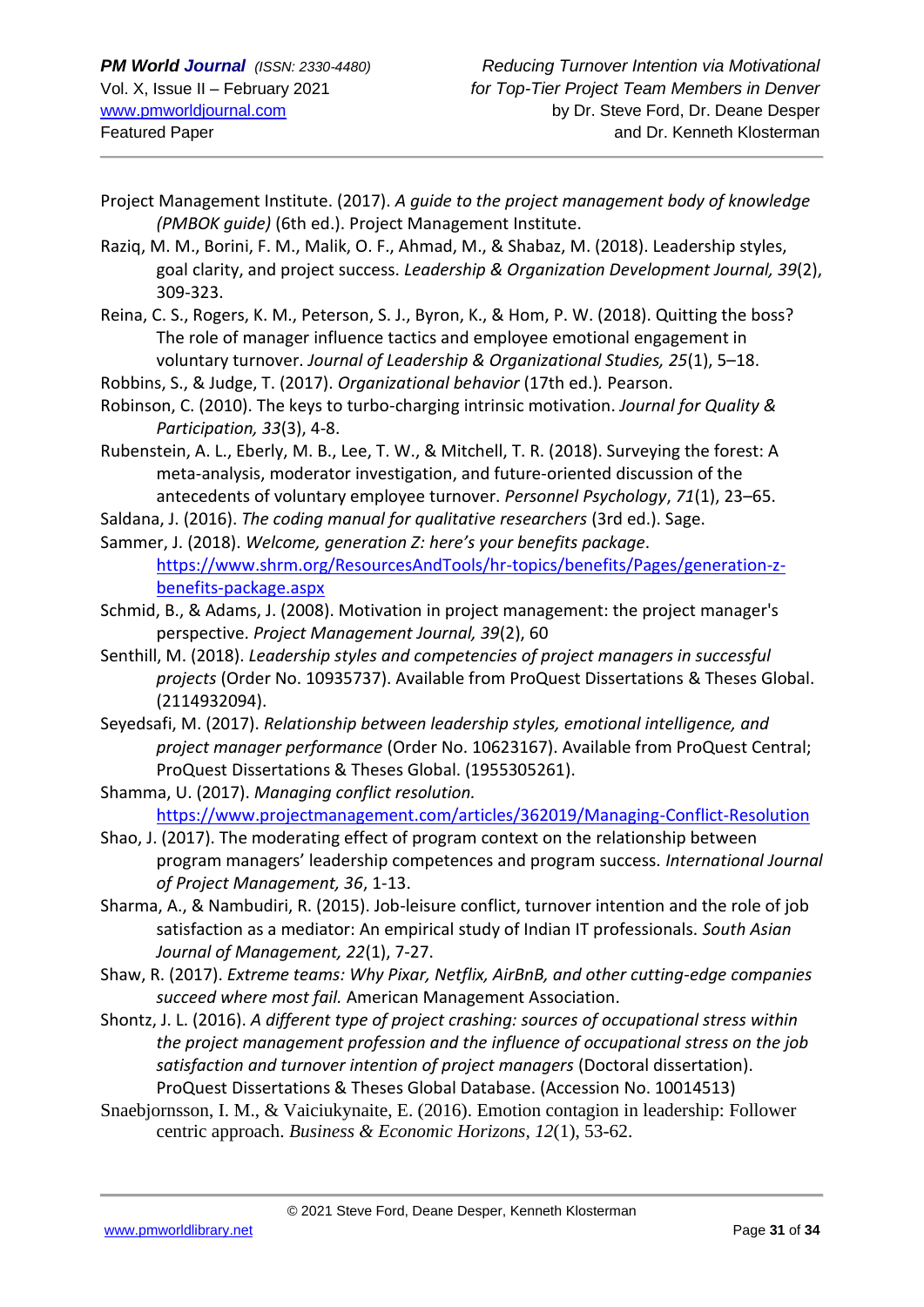Project Management Institute. (2017). *A guide to the project management body of knowledge (PMBOK guide)* (6th ed.). Project Management Institute.

Raziq, M. M., Borini, F. M., Malik, O. F., Ahmad, M., & Shabaz, M. (2018). Leadership styles, goal clarity, and project success. *Leadership & Organization Development Journal, 39*(2), 309-323.

Reina, C. S., Rogers, K. M., Peterson, S. J., Byron, K., & Hom, P. W. (2018). Quitting the boss? The role of manager influence tactics and employee emotional engagement in voluntary turnover. *Journal of Leadership & Organizational Studies, 25*(1), 5–18.

Robbins, S., & Judge, T. (2017). *Organizational behavior* (17th ed.). Pearson.

Robinson, C. (2010). The keys to turbo-charging intrinsic motivation. *Journal for Quality & Participation, 33*(3), 4-8.

Rubenstein, A. L., Eberly, M. B., Lee, T. W., & Mitchell, T. R. (2018). Surveying the forest: A meta-analysis, moderator investigation, and future-oriented discussion of the antecedents of voluntary employee turnover. *Personnel Psychology*, *71*(1), 23–65.

Saldana, J. (2016). *The coding manual for qualitative researchers* (3rd ed.). Sage.

Sammer, J. (2018). *Welcome, generation Z: here's your benefits package*. https://www.shrm.org/ResourcesAndTools/hr-topics/benefits/Pages/generation-z-benefits-package.aspx

Schmid, B., & Adams, J. (2008). Motivation in project management: the project manager's perspective. *Project Management Journal, 39*(2), 60

Senthill, M. (2018). *Leadership styles and competencies of project managers in successful projects* (Order No. 10935737). Available from ProQuest Dissertations & Theses Global. (2114932094).

Seyedsafi, M. (2017). *Relationship between leadership styles, emotional intelligence, and project manager performance* (Order No. 10623167). Available from ProQuest Central; ProQuest Dissertations & Theses Global. (1955305261).

Shamma, U. (2017). *Managing conflict resolution.* https://www.projectmanagement.com/articles/362019/Managing-Conflict-Resolution

Shao, J. (2017). The moderating effect of program context on the relationship between program managers' leadership competences and program success. *International Journal of Project Management, 36*, 1-13.

Sharma, A., & Nambudiri, R. (2015). Job-leisure conflict, turnover intention and the role of job satisfaction as a mediator: An empirical study of Indian IT professionals. *South Asian Journal of Management, 22*(1), 7-27.

Shaw, R. (2017). *Extreme teams: Why Pixar, Netflix, AirBnB, and other cutting-edge companies succeed where most fail.* American Management Association.

Shontz, J. L. (2016). *A different type of project crashing: sources of occupational stress within the project management profession and the influence of occupational stress on the job satisfaction and turnover intention of project managers* (Doctoral dissertation). ProQuest Dissertations & Theses Global Database. (Accession No. 10014513)

Snaebjornsson, I. M., & Vaiciukynaite, E. (2016). Emotion contagion in leadership: Follower centric approach. *Business & Economic Horizons*, *12*(1), 53-62.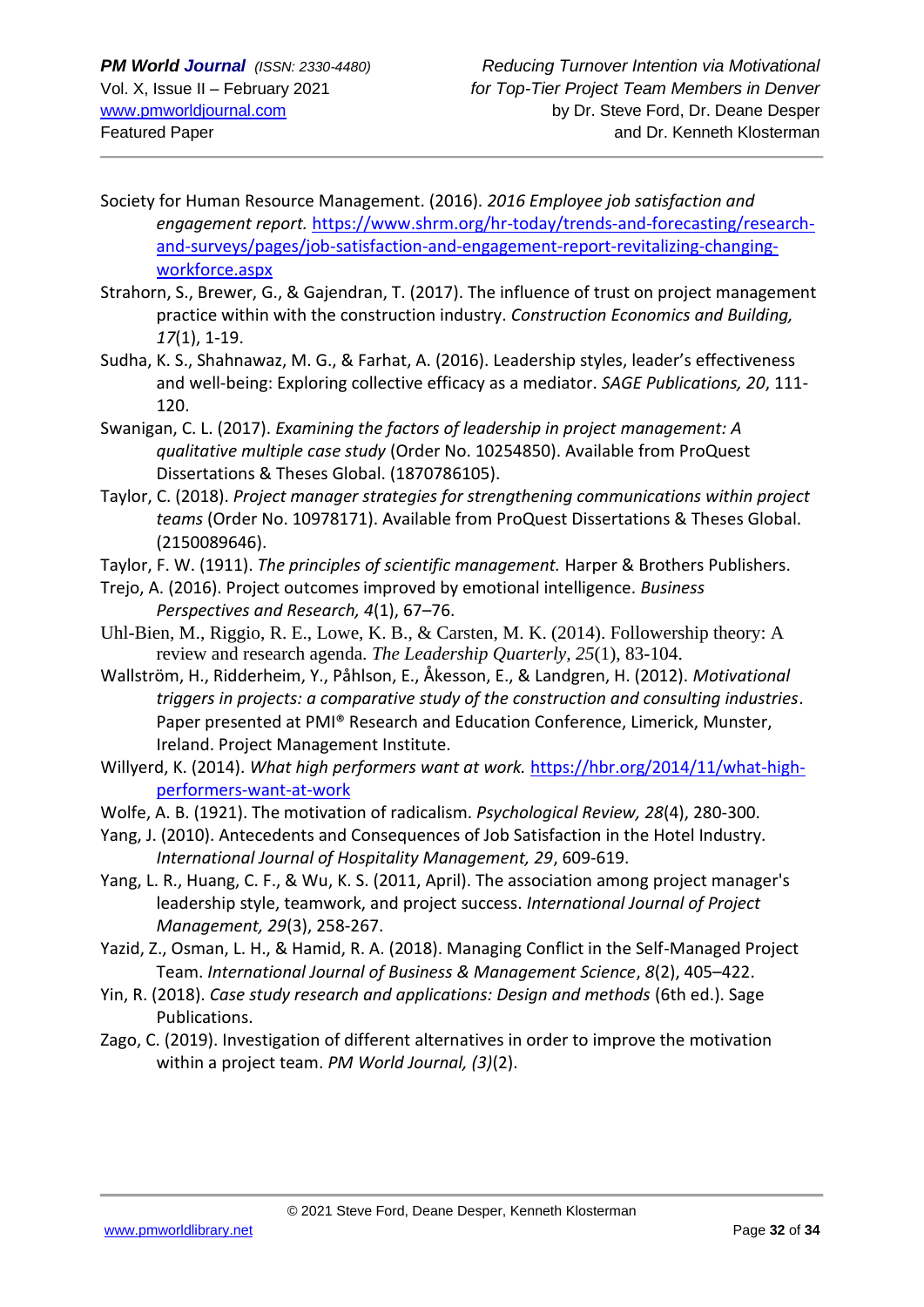Society for Human Resource Management. (2016). *2016 Employee job satisfaction and engagement report.* https://www.shrm.org/hr-today/trends-and-forecasting/research-and-surveys/pages/job-satisfaction-and-engagement-report-revitalizing-changing-workforce.aspx

Strahorn, S., Brewer, G., & Gajendran, T. (2017). The influence of trust on project management practice within with the construction industry. *Construction Economics and Building, 17*(1), 1-19.

Sudha, K. S., Shahnawaz, M. G., & Farhat, A. (2016). Leadership styles, leader's effectiveness and well-being: Exploring collective efficacy as a mediator. *SAGE Publications, 20*, 111-120.

Swanigan, C. L. (2017). *Examining the factors of leadership in project management: A qualitative multiple case study* (Order No. 10254850). Available from ProQuest Dissertations & Theses Global. (1870786105).

Taylor, C. (2018). *Project manager strategies for strengthening communications within project teams* (Order No. 10978171). Available from ProQuest Dissertations & Theses Global. (2150089646).

Taylor, F. W. (1911). *The principles of scientific management.* Harper & Brothers Publishers.

Trejo, A. (2016). Project outcomes improved by emotional intelligence. *Business Perspectives and Research, 4*(1), 67–76.

Uhl-Bien, M., Riggio, R. E., Lowe, K. B., & Carsten, M. K. (2014). Followership theory: A review and research agenda. *The Leadership Quarterly*, *25*(1), 83-104.

Wallström, H., Ridderheim, Y., Påhlson, E., Åkesson, E., & Landgren, H. (2012). *Motivational triggers in projects: a comparative study of the construction and consulting industries*. Paper presented at PMI® Research and Education Conference, Limerick, Munster, Ireland. Project Management Institute.

Willyerd, K. (2014). *What high performers want at work.* https://hbr.org/2014/11/what-high-performers-want-at-work

Wolfe, A. B. (1921). The motivation of radicalism. *Psychological Review, 28*(4), 280-300.

Yang, J. (2010). Antecedents and Consequences of Job Satisfaction in the Hotel Industry. *International Journal of Hospitality Management, 29*, 609-619.

Yang, L. R., Huang, C. F., & Wu, K. S. (2011, April). The association among project manager's leadership style, teamwork, and project success. *International Journal of Project Management, 29*(3), 258-267.

Yazid, Z., Osman, L. H., & Hamid, R. A. (2018). Managing Conflict in the Self-Managed Project Team. *International Journal of Business & Management Science*, *8*(2), 405–422.

Yin, R. (2018). *Case study research and applications: Design and methods* (6th ed.). Sage Publications.

Zago, C. (2019). Investigation of different alternatives in order to improve the motivation within a project team. *PM World Journal, (3)*(2).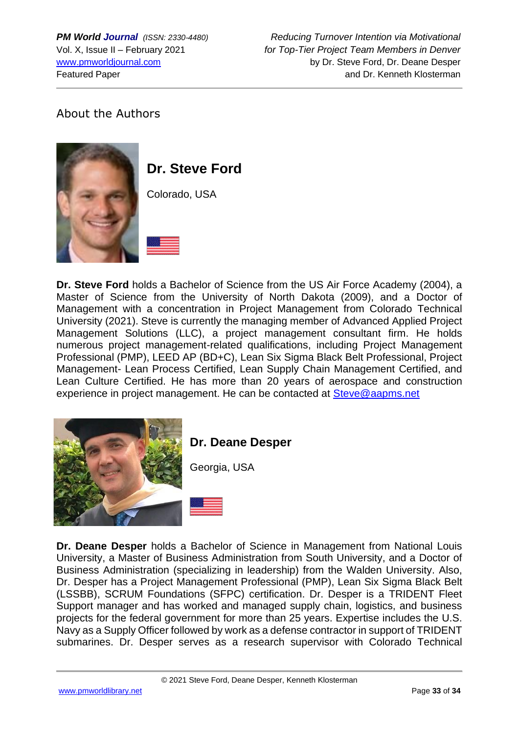## About the Authors

### Dr. Steve Ford

Colorado, USA

**Dr. Steve Ford** holds a Bachelor of Science from the US Air Force Academy (2004), a Master of Science from the University of North Dakota (2009), and a Doctor of Management with a concentration in Project Management from Colorado Technical University (2021). Steve is currently the managing member of Advanced Applied Project Management Solutions (LLC), a project management consultant firm. He holds numerous project management-related qualifications, including Project Management Professional (PMP), LEED AP (BD+C), Lean Six Sigma Black Belt Professional, Project Management- Lean Process Certified, Lean Supply Chain Management Certified, and Lean Culture Certified. He has more than 20 years of aerospace and construction experience in project management. He can be contacted at Steve@aapms.net

### Dr. Deane Desper

Georgia, USA

**Dr. Deane Desper** holds a Bachelor of Science in Management from National Louis University, a Master of Business Administration from South University, and a Doctor of Business Administration (specializing in leadership) from the Walden University. Also, Dr. Desper has a Project Management Professional (PMP), Lean Six Sigma Black Belt (LSSBB), SCRUM Foundations (SFPC) certification. Dr. Desper is a TRIDENT Fleet Support manager and has worked and managed supply chain, logistics, and business projects for the federal government for more than 25 years. Expertise includes the U.S. Navy as a Supply Officer followed by work as a defense contractor in support of TRIDENT submarines. Dr. Desper serves as a research supervisor with Colorado Technical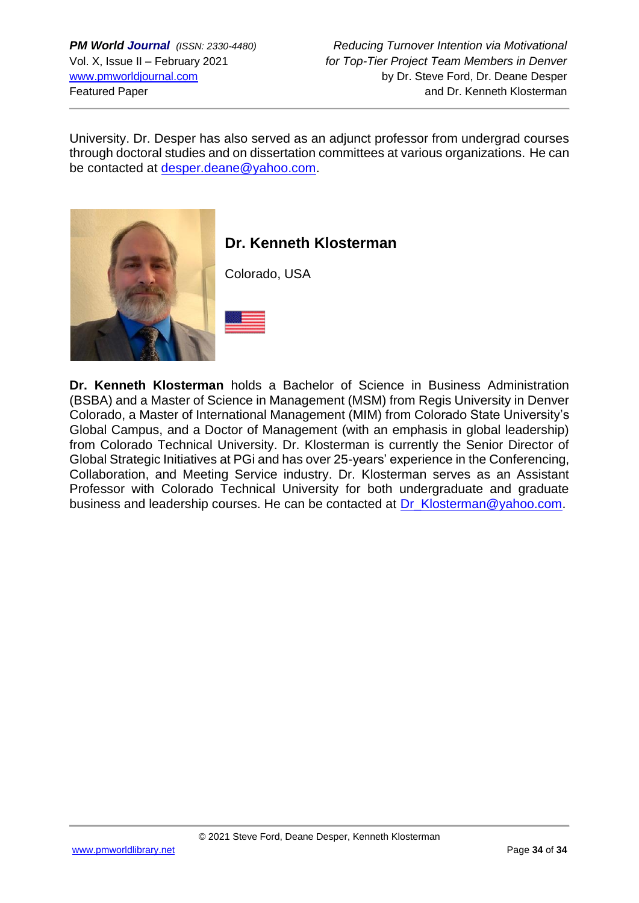University. Dr. Desper has also served as an adjunct professor from undergrad courses through doctoral studies and on dissertation committees at various organizations. He can be contacted at desper.deane@yahoo.com.

## Dr. Kenneth Klosterman

Colorado, USA

**Dr. Kenneth Klosterman** holds a Bachelor of Science in Business Administration (BSBA) and a Master of Science in Management (MSM) from Regis University in Denver Colorado, a Master of International Management (MIM) from Colorado State University's Global Campus, and a Doctor of Management (with an emphasis in global leadership) from Colorado Technical University. Dr. Klosterman is currently the Senior Director of Global Strategic Initiatives at PGi and has over 25-years' experience in the Conferencing, Collaboration, and Meeting Service industry. Dr. Klosterman serves as an Assistant Professor with Colorado Technical University for both undergraduate and graduate business and leadership courses. He can be contacted at Dr_Klosterman@yahoo.com.